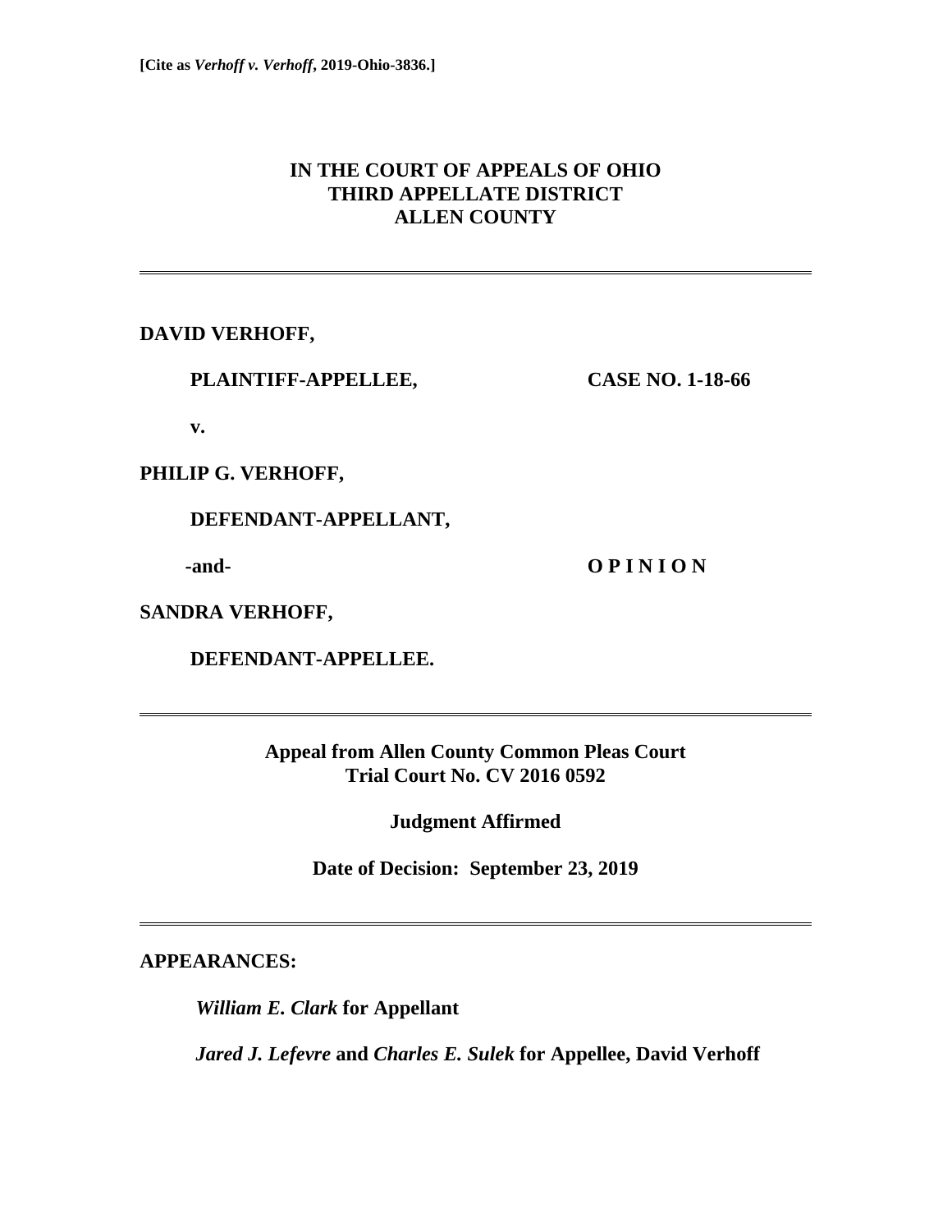**[Cite as *Verhoff v. Verhoff*, 2019-Ohio-3836.]**

# IN THE COURT OF APPEALS OF OHIO
# THIRD APPELLATE DISTRICT
# ALLEN COUNTY

---

**DAVID VERHOFF,**

**PLAINTIFF-APPELLEE,** **CASE NO. 1-18-66**

**v.**

**PHILIP G. VERHOFF,**

**DEFENDANT-APPELLANT,**

**-and-** **O P I N I O N**

**SANDRA VERHOFF,**

**DEFENDANT-APPELLEE.**

---

**Appeal from Allen County Common Pleas Court**
**Trial Court No. CV 2016 0592**

**Judgment Affirmed**

**Date of Decision: September 23, 2019**

---

**APPEARANCES:**

***William E. Clark* for Appellant**

***Jared J. Lefevre* and *Charles E. Sulek* for Appellee, David Verhoff**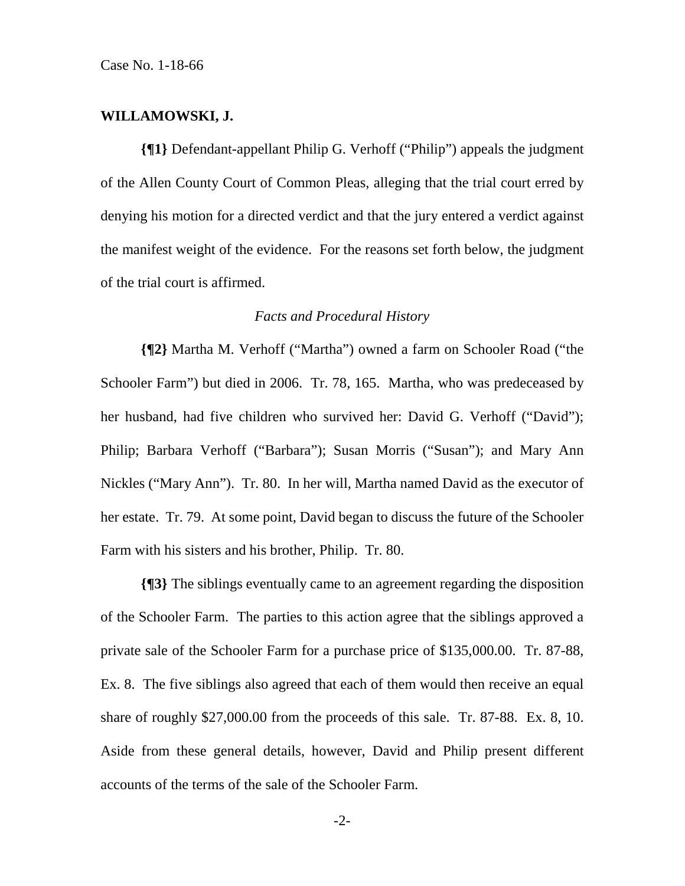**WILLAMOWSKI, J.**

**{¶1}** Defendant-appellant Philip G. Verhoff ("Philip") appeals the judgment of the Allen County Court of Common Pleas, alleging that the trial court erred by denying his motion for a directed verdict and that the jury entered a verdict against the manifest weight of the evidence. For the reasons set forth below, the judgment of the trial court is affirmed.

*Facts and Procedural History*

**{¶2}** Martha M. Verhoff ("Martha") owned a farm on Schooler Road ("the Schooler Farm") but died in 2006. Tr. 78, 165. Martha, who was predeceased by her husband, had five children who survived her: David G. Verhoff ("David"); Philip; Barbara Verhoff ("Barbara"); Susan Morris ("Susan"); and Mary Ann Nickles ("Mary Ann"). Tr. 80. In her will, Martha named David as the executor of her estate. Tr. 79. At some point, David began to discuss the future of the Schooler Farm with his sisters and his brother, Philip. Tr. 80.

**{¶3}** The siblings eventually came to an agreement regarding the disposition of the Schooler Farm. The parties to this action agree that the siblings approved a private sale of the Schooler Farm for a purchase price of $135,000.00. Tr. 87-88, Ex. 8. The five siblings also agreed that each of them would then receive an equal share of roughly $27,000.00 from the proceeds of this sale. Tr. 87-88. Ex. 8, 10. Aside from these general details, however, David and Philip present different accounts of the terms of the sale of the Schooler Farm.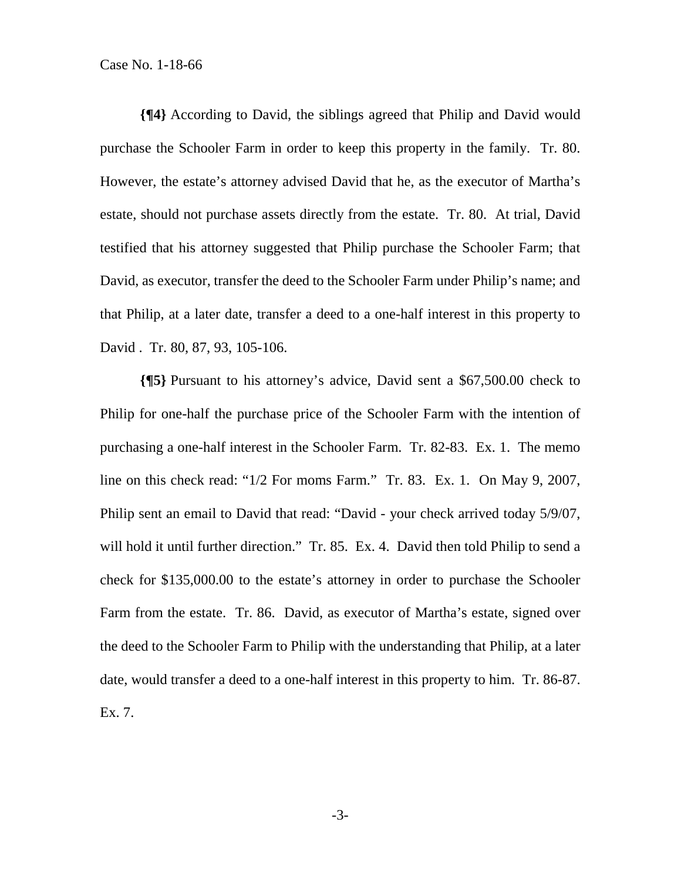**{¶4}** According to David, the siblings agreed that Philip and David would purchase the Schooler Farm in order to keep this property in the family. Tr. 80. However, the estate's attorney advised David that he, as the executor of Martha's estate, should not purchase assets directly from the estate. Tr. 80. At trial, David testified that his attorney suggested that Philip purchase the Schooler Farm; that David, as executor, transfer the deed to the Schooler Farm under Philip's name; and that Philip, at a later date, transfer a deed to a one-half interest in this property to David . Tr. 80, 87, 93, 105-106.

**{¶5}** Pursuant to his attorney's advice, David sent a $67,500.00 check to Philip for one-half the purchase price of the Schooler Farm with the intention of purchasing a one-half interest in the Schooler Farm. Tr. 82-83. Ex. 1. The memo line on this check read: "1/2 For moms Farm." Tr. 83. Ex. 1. On May 9, 2007, Philip sent an email to David that read: "David - your check arrived today 5/9/07, will hold it until further direction." Tr. 85. Ex. 4. David then told Philip to send a check for $135,000.00 to the estate's attorney in order to purchase the Schooler Farm from the estate. Tr. 86. David, as executor of Martha's estate, signed over the deed to the Schooler Farm to Philip with the understanding that Philip, at a later date, would transfer a deed to a one-half interest in this property to him. Tr. 86-87. Ex. 7.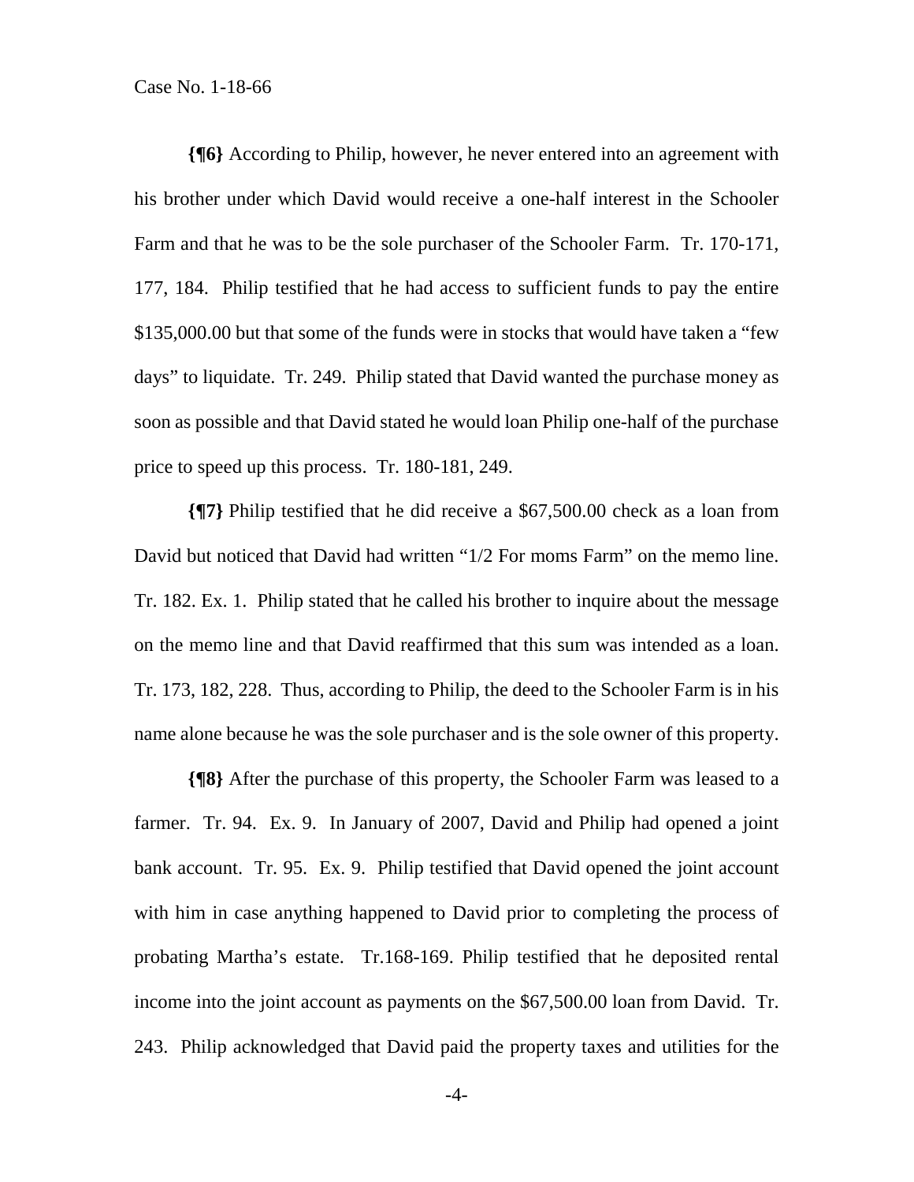**{¶6}** According to Philip, however, he never entered into an agreement with his brother under which David would receive a one-half interest in the Schooler Farm and that he was to be the sole purchaser of the Schooler Farm. Tr. 170-171, 177, 184. Philip testified that he had access to sufficient funds to pay the entire $135,000.00 but that some of the funds were in stocks that would have taken a "few days" to liquidate. Tr. 249. Philip stated that David wanted the purchase money as soon as possible and that David stated he would loan Philip one-half of the purchase price to speed up this process. Tr. 180-181, 249.

**{¶7}** Philip testified that he did receive a $67,500.00 check as a loan from David but noticed that David had written "1/2 For moms Farm" on the memo line. Tr. 182. Ex. 1. Philip stated that he called his brother to inquire about the message on the memo line and that David reaffirmed that this sum was intended as a loan. Tr. 173, 182, 228. Thus, according to Philip, the deed to the Schooler Farm is in his name alone because he was the sole purchaser and is the sole owner of this property.

**{¶8}** After the purchase of this property, the Schooler Farm was leased to a farmer. Tr. 94. Ex. 9. In January of 2007, David and Philip had opened a joint bank account. Tr. 95. Ex. 9. Philip testified that David opened the joint account with him in case anything happened to David prior to completing the process of probating Martha's estate. Tr.168-169. Philip testified that he deposited rental income into the joint account as payments on the $67,500.00 loan from David. Tr. 243. Philip acknowledged that David paid the property taxes and utilities for the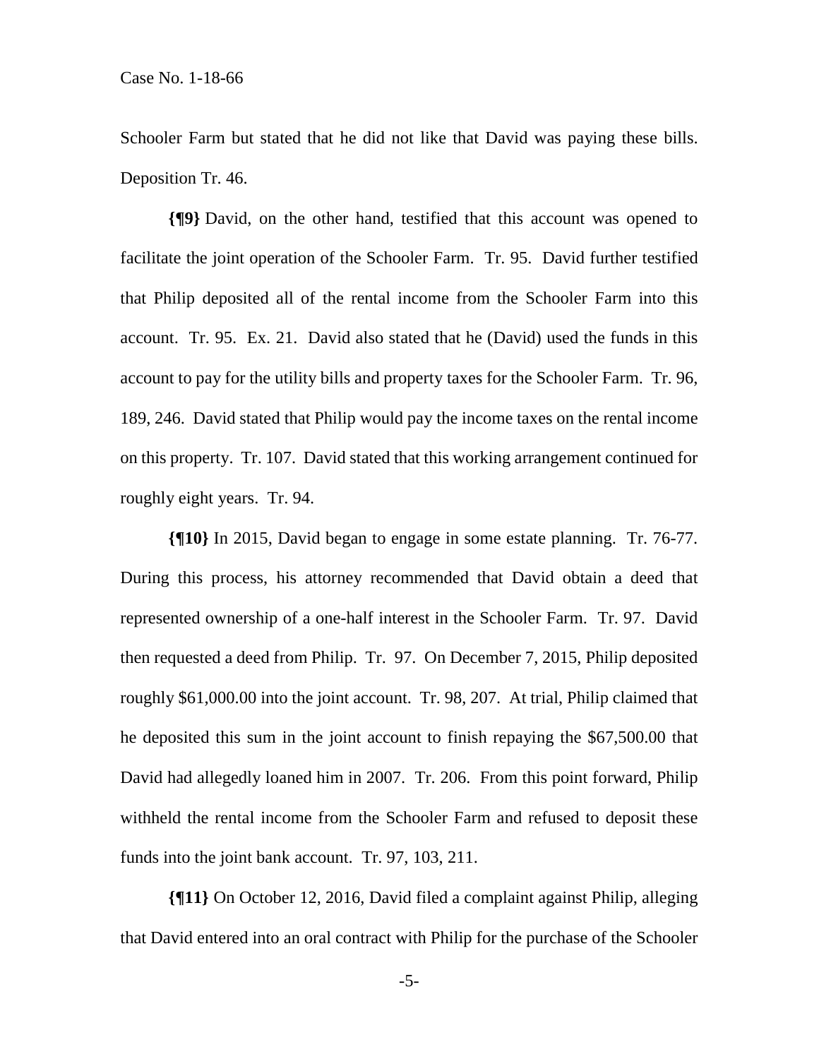Schooler Farm but stated that he did not like that David was paying these bills. Deposition Tr. 46.

**{¶9}** David, on the other hand, testified that this account was opened to facilitate the joint operation of the Schooler Farm. Tr. 95. David further testified that Philip deposited all of the rental income from the Schooler Farm into this account. Tr. 95. Ex. 21. David also stated that he (David) used the funds in this account to pay for the utility bills and property taxes for the Schooler Farm. Tr. 96, 189, 246. David stated that Philip would pay the income taxes on the rental income on this property. Tr. 107. David stated that this working arrangement continued for roughly eight years. Tr. 94.

**{¶10}** In 2015, David began to engage in some estate planning. Tr. 76-77. During this process, his attorney recommended that David obtain a deed that represented ownership of a one-half interest in the Schooler Farm. Tr. 97. David then requested a deed from Philip. Tr. 97. On December 7, 2015, Philip deposited roughly $61,000.00 into the joint account. Tr. 98, 207. At trial, Philip claimed that he deposited this sum in the joint account to finish repaying the $67,500.00 that David had allegedly loaned him in 2007. Tr. 206. From this point forward, Philip withheld the rental income from the Schooler Farm and refused to deposit these funds into the joint bank account. Tr. 97, 103, 211.

**{¶11}** On October 12, 2016, David filed a complaint against Philip, alleging that David entered into an oral contract with Philip for the purchase of the Schooler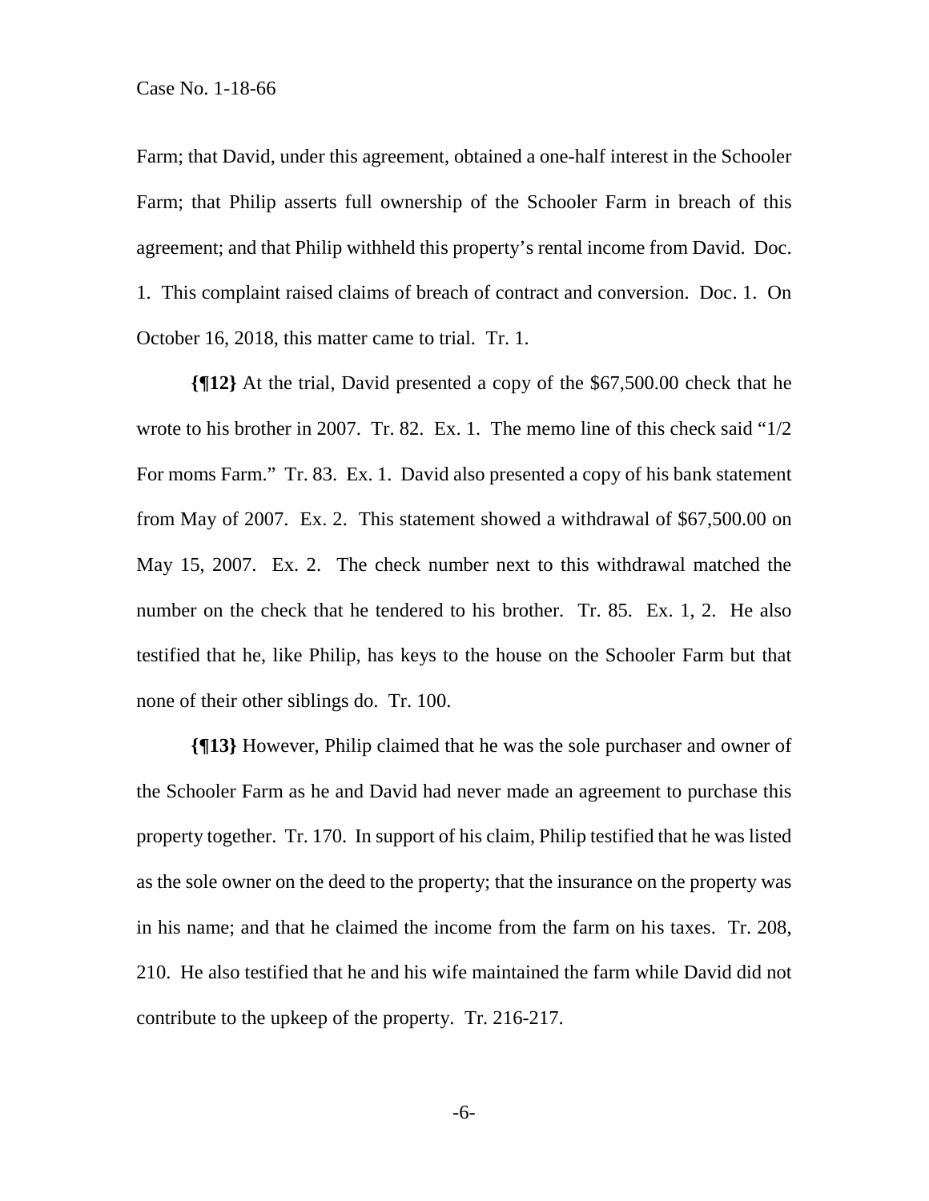Farm; that David, under this agreement, obtained a one-half interest in the Schooler Farm; that Philip asserts full ownership of the Schooler Farm in breach of this agreement; and that Philip withheld this property's rental income from David. Doc. 1. This complaint raised claims of breach of contract and conversion. Doc. 1. On October 16, 2018, this matter came to trial. Tr. 1.

**{¶12}** At the trial, David presented a copy of the $67,500.00 check that he wrote to his brother in 2007. Tr. 82. Ex. 1. The memo line of this check said "1/2 For moms Farm." Tr. 83. Ex. 1. David also presented a copy of his bank statement from May of 2007. Ex. 2. This statement showed a withdrawal of $67,500.00 on May 15, 2007. Ex. 2. The check number next to this withdrawal matched the number on the check that he tendered to his brother. Tr. 85. Ex. 1, 2. He also testified that he, like Philip, has keys to the house on the Schooler Farm but that none of their other siblings do. Tr. 100.

**{¶13}** However, Philip claimed that he was the sole purchaser and owner of the Schooler Farm as he and David had never made an agreement to purchase this property together. Tr. 170. In support of his claim, Philip testified that he was listed as the sole owner on the deed to the property; that the insurance on the property was in his name; and that he claimed the income from the farm on his taxes. Tr. 208, 210. He also testified that he and his wife maintained the farm while David did not contribute to the upkeep of the property. Tr. 216-217.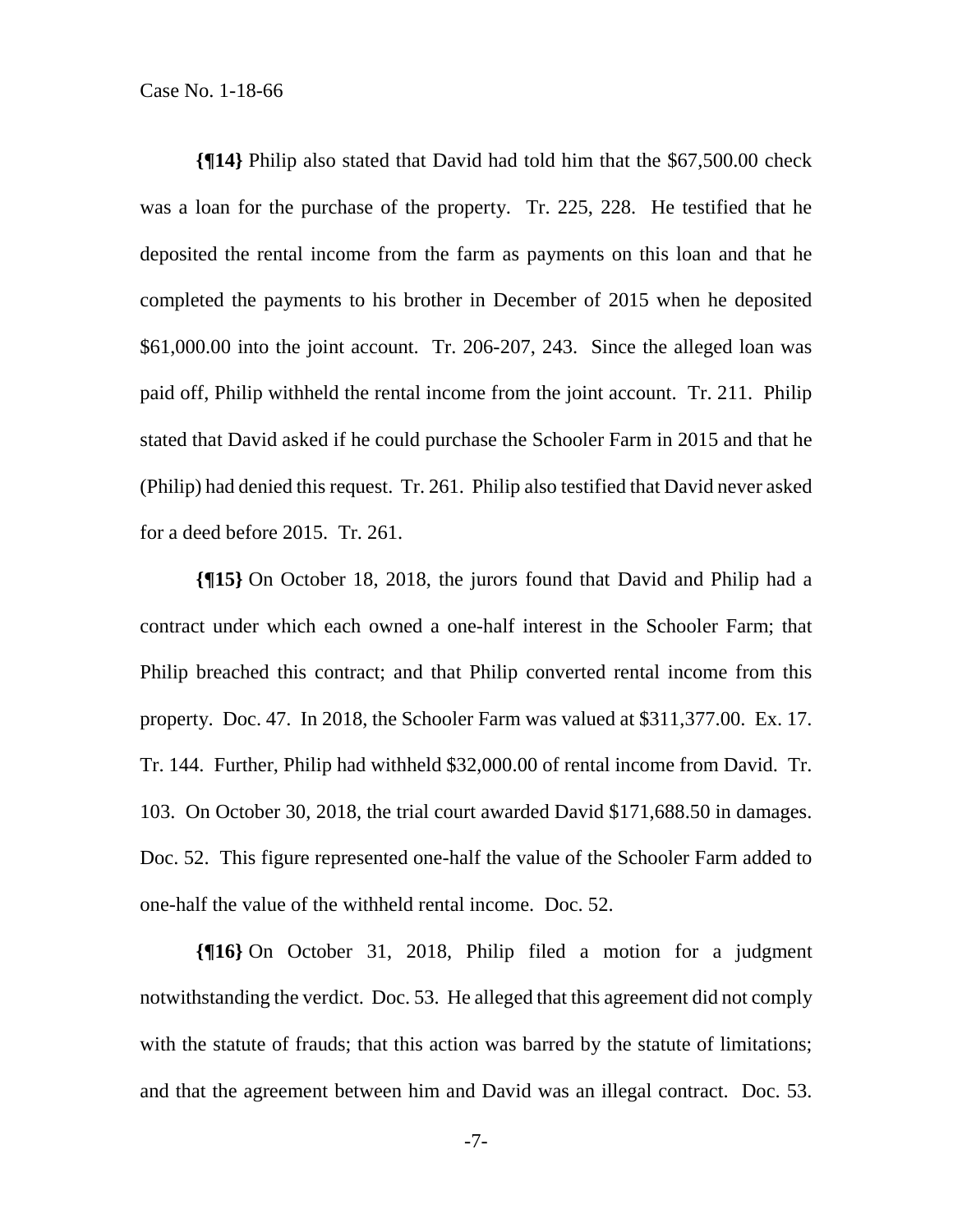**{¶14}** Philip also stated that David had told him that the $67,500.00 check was a loan for the purchase of the property. Tr. 225, 228. He testified that he deposited the rental income from the farm as payments on this loan and that he completed the payments to his brother in December of 2015 when he deposited $61,000.00 into the joint account. Tr. 206-207, 243. Since the alleged loan was paid off, Philip withheld the rental income from the joint account. Tr. 211. Philip stated that David asked if he could purchase the Schooler Farm in 2015 and that he (Philip) had denied this request. Tr. 261. Philip also testified that David never asked for a deed before 2015. Tr. 261.

**{¶15}** On October 18, 2018, the jurors found that David and Philip had a contract under which each owned a one-half interest in the Schooler Farm; that Philip breached this contract; and that Philip converted rental income from this property. Doc. 47. In 2018, the Schooler Farm was valued at $311,377.00. Ex. 17. Tr. 144. Further, Philip had withheld $32,000.00 of rental income from David. Tr. 103. On October 30, 2018, the trial court awarded David $171,688.50 in damages. Doc. 52. This figure represented one-half the value of the Schooler Farm added to one-half the value of the withheld rental income. Doc. 52.

**{¶16}** On October 31, 2018, Philip filed a motion for a judgment notwithstanding the verdict. Doc. 53. He alleged that this agreement did not comply with the statute of frauds; that this action was barred by the statute of limitations; and that the agreement between him and David was an illegal contract. Doc. 53.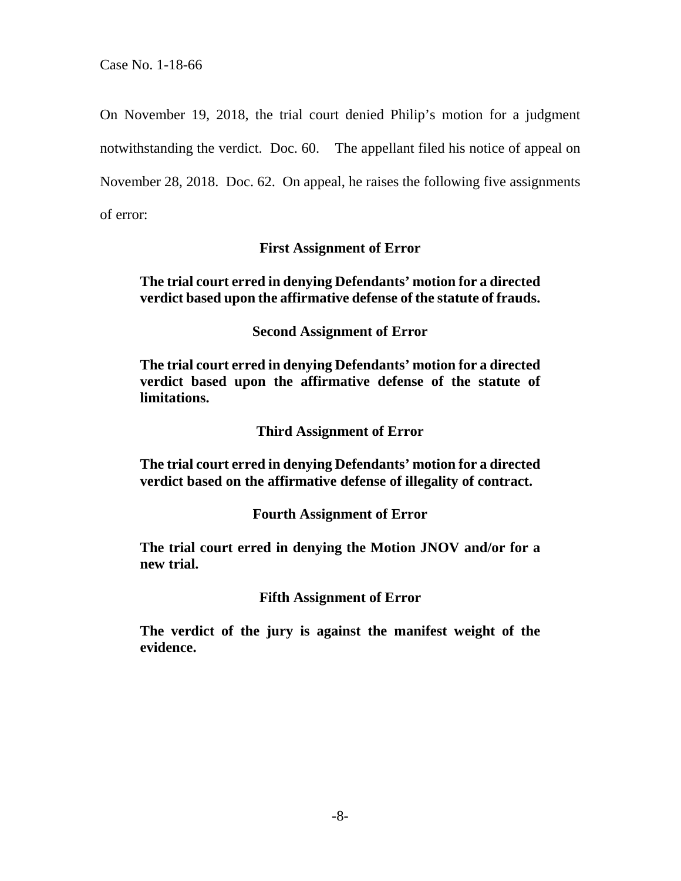On November 19, 2018, the trial court denied Philip's motion for a judgment notwithstanding the verdict. Doc. 60. The appellant filed his notice of appeal on November 28, 2018. Doc. 62. On appeal, he raises the following five assignments of error:

**First Assignment of Error**

> **The trial court erred in denying Defendants' motion for a directed verdict based upon the affirmative defense of the statute of frauds.**

**Second Assignment of Error**

> **The trial court erred in denying Defendants' motion for a directed verdict based upon the affirmative defense of the statute of limitations.**

**Third Assignment of Error**

> **The trial court erred in denying Defendants' motion for a directed verdict based on the affirmative defense of illegality of contract.**

**Fourth Assignment of Error**

> **The trial court erred in denying the Motion JNOV and/or for a new trial.**

**Fifth Assignment of Error**

> **The verdict of the jury is against the manifest weight of the evidence.**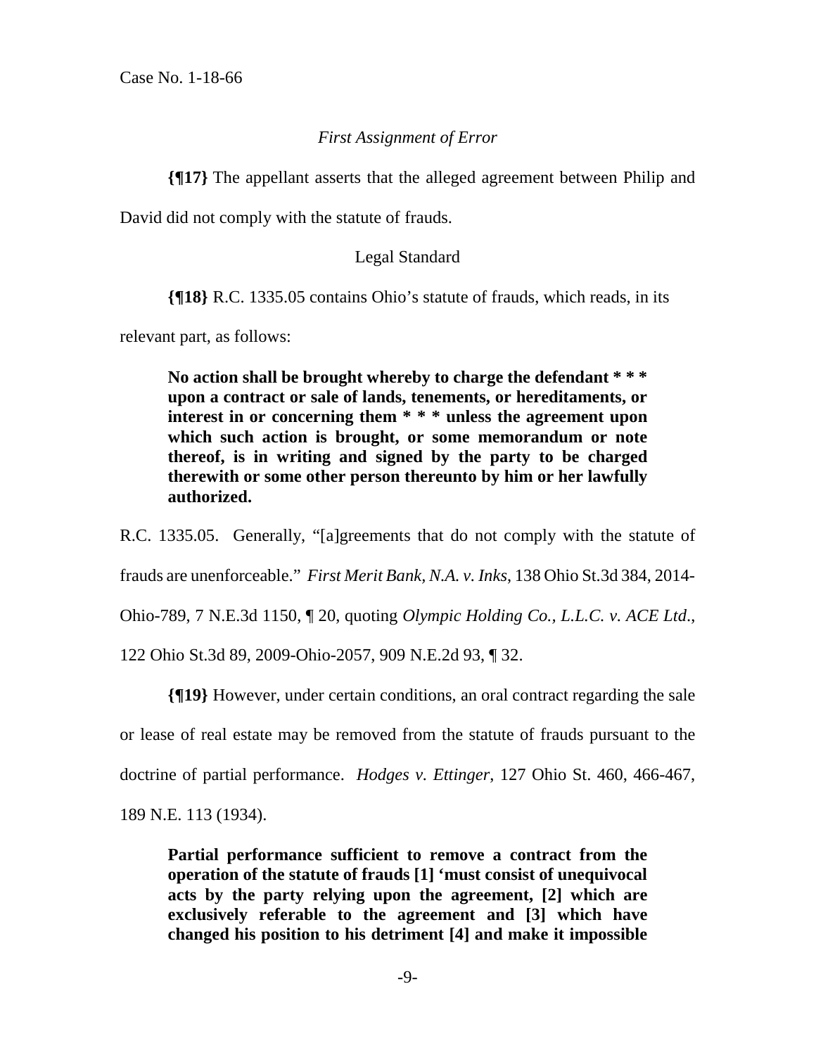*First Assignment of Error*

**{¶17}** The appellant asserts that the alleged agreement between Philip and David did not comply with the statute of frauds.

Legal Standard

**{¶18}** R.C. 1335.05 contains Ohio's statute of frauds, which reads, in its relevant part, as follows:

> **No action shall be brought whereby to charge the defendant * * * upon a contract or sale of lands, tenements, or hereditaments, or interest in or concerning them * * * unless the agreement upon which such action is brought, or some memorandum or note thereof, is in writing and signed by the party to be charged therewith or some other person thereunto by him or her lawfully authorized.**

R.C. 1335.05. Generally, "[a]greements that do not comply with the statute of frauds are unenforceable." *First Merit Bank, N.A. v. Inks*, 138 Ohio St.3d 384, 2014-Ohio-789, 7 N.E.3d 1150, ¶ 20, quoting *Olympic Holding Co., L.L.C. v. ACE Ltd*., 122 Ohio St.3d 89, 2009-Ohio-2057, 909 N.E.2d 93, ¶ 32.

**{¶19}** However, under certain conditions, an oral contract regarding the sale or lease of real estate may be removed from the statute of frauds pursuant to the doctrine of partial performance. *Hodges v. Ettinger*, 127 Ohio St. 460, 466-467, 189 N.E. 113 (1934).

> **Partial performance sufficient to remove a contract from the operation of the statute of frauds [1] 'must consist of unequivocal acts by the party relying upon the agreement, [2] which are exclusively referable to the agreement and [3] which have changed his position to his detriment [4] and make it impossible**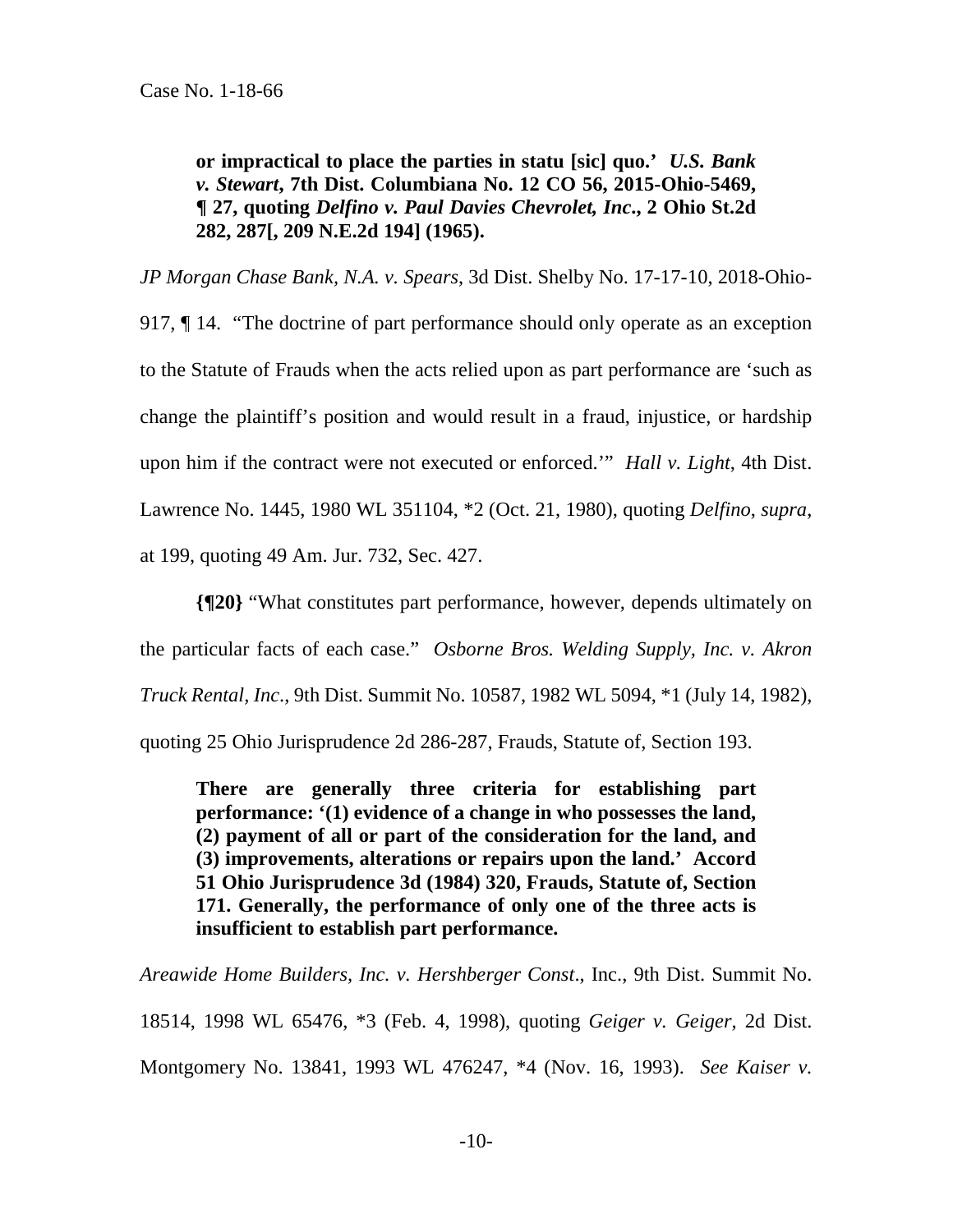> **or impractical to place the parties in statu [sic] quo.'** ***U.S. Bank v. Stewart*****, 7th Dist. Columbiana No. 12 CO 56, 2015-Ohio-5469, ¶ 27, quoting** ***Delfino v. Paul Davies Chevrolet, Inc*****., 2 Ohio St.2d 282, 287[, 209 N.E.2d 194] (1965).**

*JP Morgan Chase Bank, N.A. v. Spears*, 3d Dist. Shelby No. 17-17-10, 2018-Ohio-917, ¶ 14. "The doctrine of part performance should only operate as an exception to the Statute of Frauds when the acts relied upon as part performance are 'such as change the plaintiff's position and would result in a fraud, injustice, or hardship upon him if the contract were not executed or enforced.'" *Hall v. Light*, 4th Dist. Lawrence No. 1445, 1980 WL 351104, *2 (Oct. 21, 1980), quoting *Delfino*, *supra*, at 199, quoting 49 Am. Jur. 732, Sec. 427.

**{¶20}** "What constitutes part performance, however, depends ultimately on the particular facts of each case." *Osborne Bros. Welding Supply, Inc. v. Akron Truck Rental, Inc*., 9th Dist. Summit No. 10587, 1982 WL 5094, *1 (July 14, 1982), quoting 25 Ohio Jurisprudence 2d 286-287, Frauds, Statute of, Section 193.

> **There are generally three criteria for establishing part performance: '(1) evidence of a change in who possesses the land, (2) payment of all or part of the consideration for the land, and (3) improvements, alterations or repairs upon the land.' Accord 51 Ohio Jurisprudence 3d (1984) 320, Frauds, Statute of, Section 171. Generally, the performance of only one of the three acts is insufficient to establish part performance.**

*Areawide Home Builders, Inc. v. Hershberger Const*., Inc., 9th Dist. Summit No. 18514, 1998 WL 65476, *3 (Feb. 4, 1998), quoting *Geiger v. Geiger*, 2d Dist. Montgomery No. 13841, 1993 WL 476247, *4 (Nov. 16, 1993). *See Kaiser v.*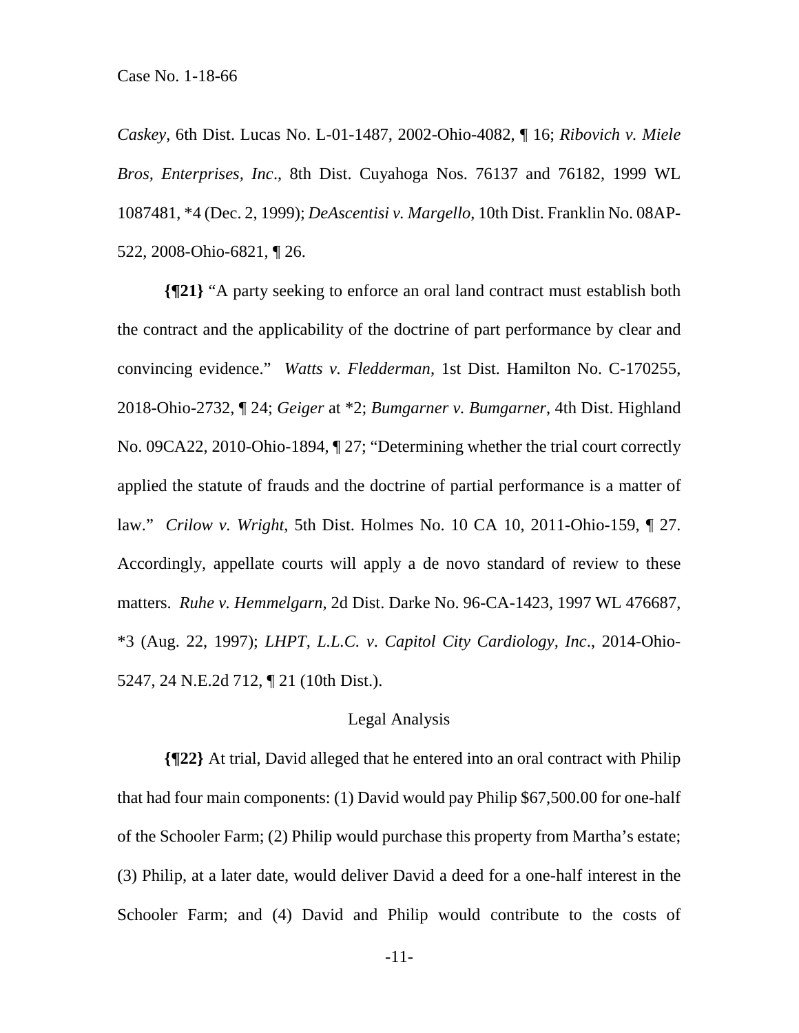*Caskey*, 6th Dist. Lucas No. L-01-1487, 2002-Ohio-4082, ¶ 16; *Ribovich v. Miele Bros, Enterprises, Inc*., 8th Dist. Cuyahoga Nos. 76137 and 76182, 1999 WL 1087481, *4 (Dec. 2, 1999); *DeAscentisi v. Margello*, 10th Dist. Franklin No. 08AP-522, 2008-Ohio-6821, ¶ 26.

**{¶21}** "A party seeking to enforce an oral land contract must establish both the contract and the applicability of the doctrine of part performance by clear and convincing evidence." *Watts v. Fledderman*, 1st Dist. Hamilton No. C-170255, 2018-Ohio-2732, ¶ 24; *Geiger* at *2; *Bumgarner v. Bumgarner*, 4th Dist. Highland No. 09CA22, 2010-Ohio-1894, ¶ 27; "Determining whether the trial court correctly applied the statute of frauds and the doctrine of partial performance is a matter of law." *Crilow v. Wright*, 5th Dist. Holmes No. 10 CA 10, 2011-Ohio-159, ¶ 27. Accordingly, appellate courts will apply a de novo standard of review to these matters. *Ruhe v. Hemmelgarn*, 2d Dist. Darke No. 96-CA-1423, 1997 WL 476687, *3 (Aug. 22, 1997); *LHPT, L.L.C. v. Capitol City Cardiology, Inc*., 2014-Ohio-5247, 24 N.E.2d 712, ¶ 21 (10th Dist.).

Legal Analysis

**{¶22}** At trial, David alleged that he entered into an oral contract with Philip that had four main components: (1) David would pay Philip $67,500.00 for one-half of the Schooler Farm; (2) Philip would purchase this property from Martha's estate; (3) Philip, at a later date, would deliver David a deed for a one-half interest in the Schooler Farm; and (4) David and Philip would contribute to the costs of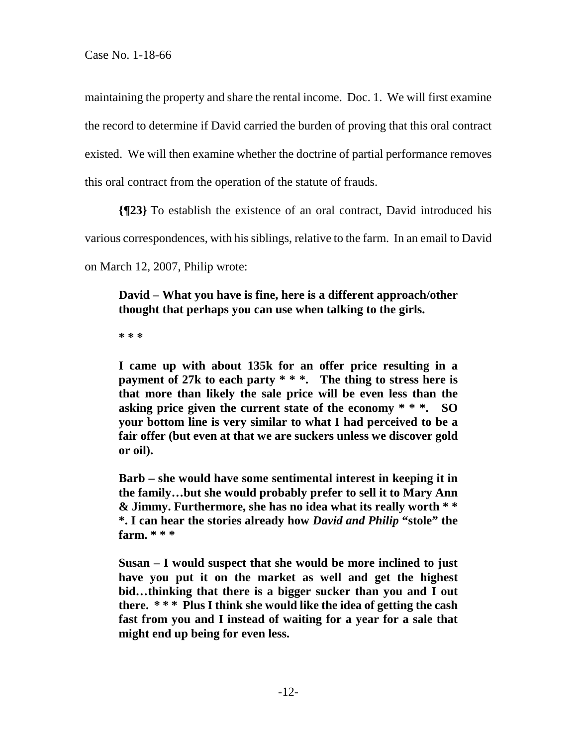maintaining the property and share the rental income. Doc. 1. We will first examine the record to determine if David carried the burden of proving that this oral contract existed. We will then examine whether the doctrine of partial performance removes this oral contract from the operation of the statute of frauds.

**{¶23}** To establish the existence of an oral contract, David introduced his various correspondences, with his siblings, relative to the farm. In an email to David on March 12, 2007, Philip wrote:

> **David – What you have is fine, here is a different approach/other thought that perhaps you can use when talking to the girls.**
>
> *** * ***
>
> **I came up with about 135k for an offer price resulting in a payment of 27k to each party * * *. The thing to stress here is that more than likely the sale price will be even less than the asking price given the current state of the economy * * *. SO your bottom line is very similar to what I had perceived to be a fair offer (but even at that we are suckers unless we discover gold or oil).**
>
> **Barb – she would have some sentimental interest in keeping it in the family…but she would probably prefer to sell it to Mary Ann & Jimmy. Furthermore, she has no idea what its really worth * * *. I can hear the stories already how *David and Philip* "stole" the farm. * * ***
>
> **Susan – I would suspect that she would be more inclined to just have you put it on the market as well and get the highest bid…thinking that there is a bigger sucker than you and I out there. * * * Plus I think she would like the idea of getting the cash fast from you and I instead of waiting for a year for a sale that might end up being for even less.**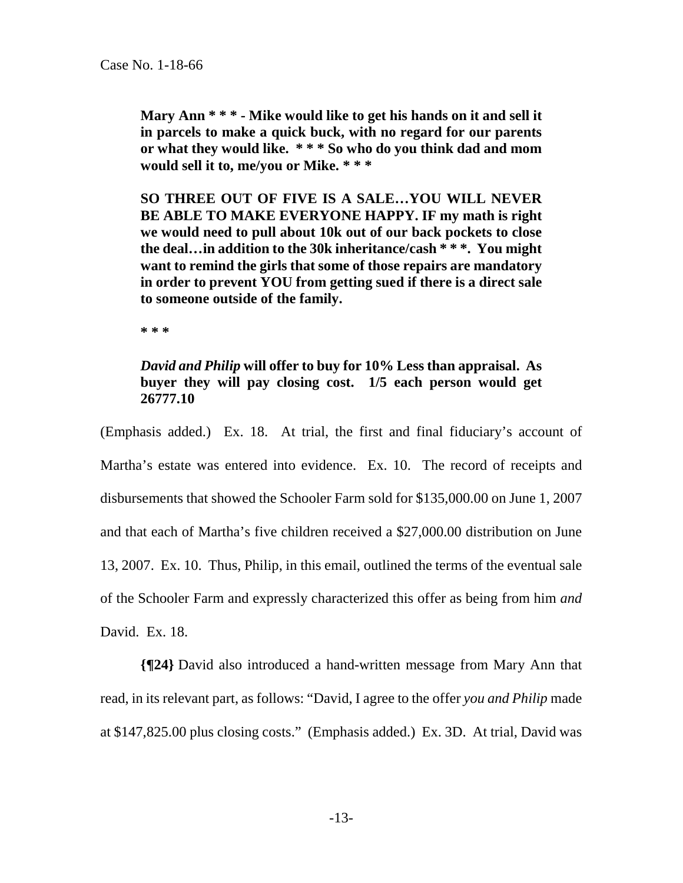> **Mary Ann * * * - Mike would like to get his hands on it and sell it in parcels to make a quick buck, with no regard for our parents or what they would like. * * * So who do you think dad and mom would sell it to, me/you or Mike. * * ***
>
> **SO THREE OUT OF FIVE IS A SALE…YOU WILL NEVER BE ABLE TO MAKE EVERYONE HAPPY. IF my math is right we would need to pull about 10k out of our back pockets to close the deal…in addition to the 30k inheritance/cash * * *. You might want to remind the girls that some of those repairs are mandatory in order to prevent YOU from getting sued if there is a direct sale to someone outside of the family.**
>
> *** * ***
>
> ***David and Philip* will offer to buy for 10% Less than appraisal. As buyer they will pay closing cost. 1/5 each person would get 26777.10**

(Emphasis added.) Ex. 18. At trial, the first and final fiduciary's account of Martha's estate was entered into evidence. Ex. 10. The record of receipts and disbursements that showed the Schooler Farm sold for $135,000.00 on June 1, 2007 and that each of Martha's five children received a $27,000.00 distribution on June 13, 2007. Ex. 10. Thus, Philip, in this email, outlined the terms of the eventual sale of the Schooler Farm and expressly characterized this offer as being from him *and* David. Ex. 18.

**{¶24}** David also introduced a hand-written message from Mary Ann that read, in its relevant part, as follows: "David, I agree to the offer *you and Philip* made at $147,825.00 plus closing costs." (Emphasis added.) Ex. 3D. At trial, David was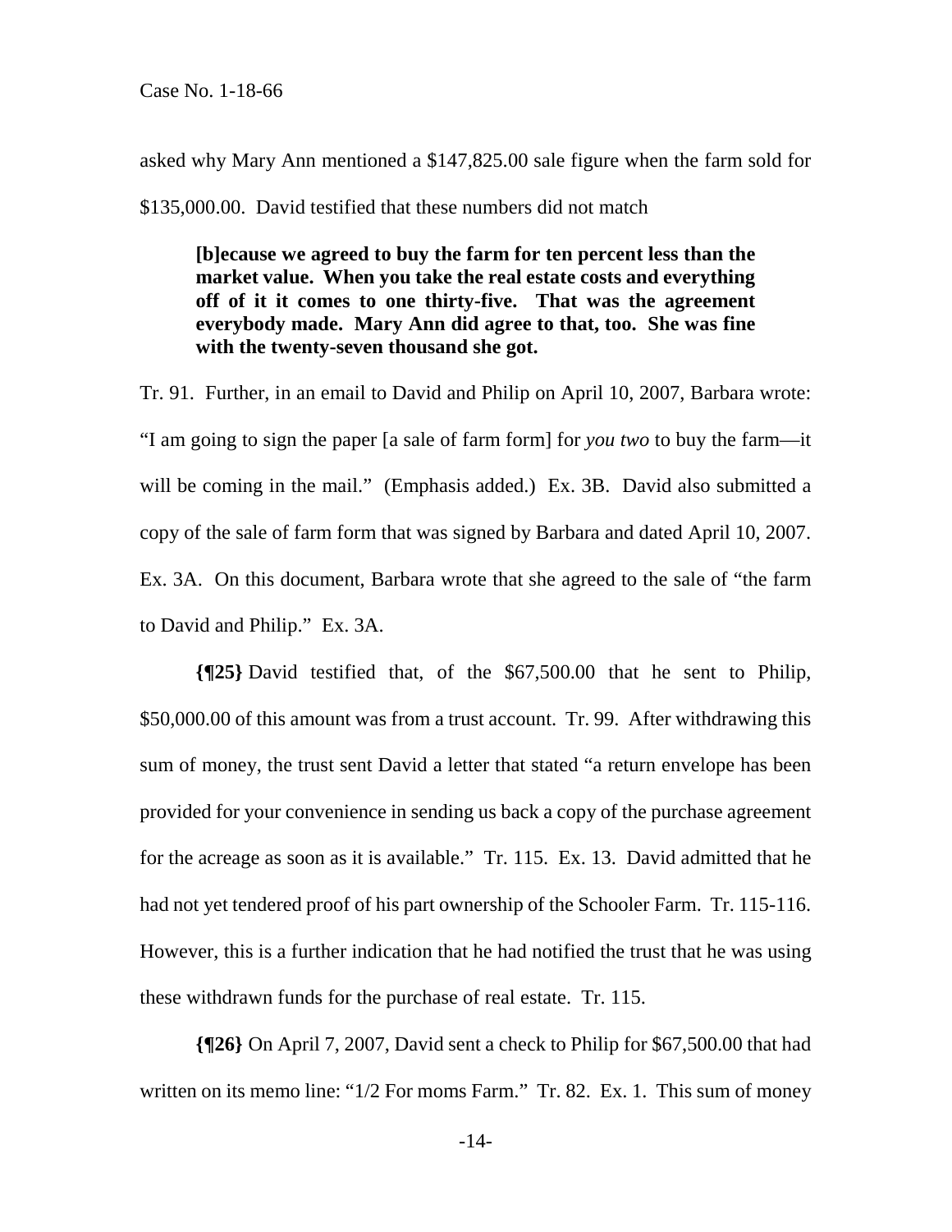asked why Mary Ann mentioned a $147,825.00 sale figure when the farm sold for $135,000.00. David testified that these numbers did not match

> **[b]ecause we agreed to buy the farm for ten percent less than the market value. When you take the real estate costs and everything off of it it comes to one thirty-five. That was the agreement everybody made. Mary Ann did agree to that, too. She was fine with the twenty-seven thousand she got.**

Tr. 91. Further, in an email to David and Philip on April 10, 2007, Barbara wrote: "I am going to sign the paper [a sale of farm form] for *you two* to buy the farm—it will be coming in the mail." (Emphasis added.) Ex. 3B. David also submitted a copy of the sale of farm form that was signed by Barbara and dated April 10, 2007. Ex. 3A. On this document, Barbara wrote that she agreed to the sale of "the farm to David and Philip." Ex. 3A.

**{¶25}** David testified that, of the $67,500.00 that he sent to Philip, $50,000.00 of this amount was from a trust account. Tr. 99. After withdrawing this sum of money, the trust sent David a letter that stated "a return envelope has been provided for your convenience in sending us back a copy of the purchase agreement for the acreage as soon as it is available." Tr. 115. Ex. 13. David admitted that he had not yet tendered proof of his part ownership of the Schooler Farm. Tr. 115-116. However, this is a further indication that he had notified the trust that he was using these withdrawn funds for the purchase of real estate. Tr. 115.

**{¶26}** On April 7, 2007, David sent a check to Philip for $67,500.00 that had written on its memo line: "1/2 For moms Farm." Tr. 82. Ex. 1. This sum of money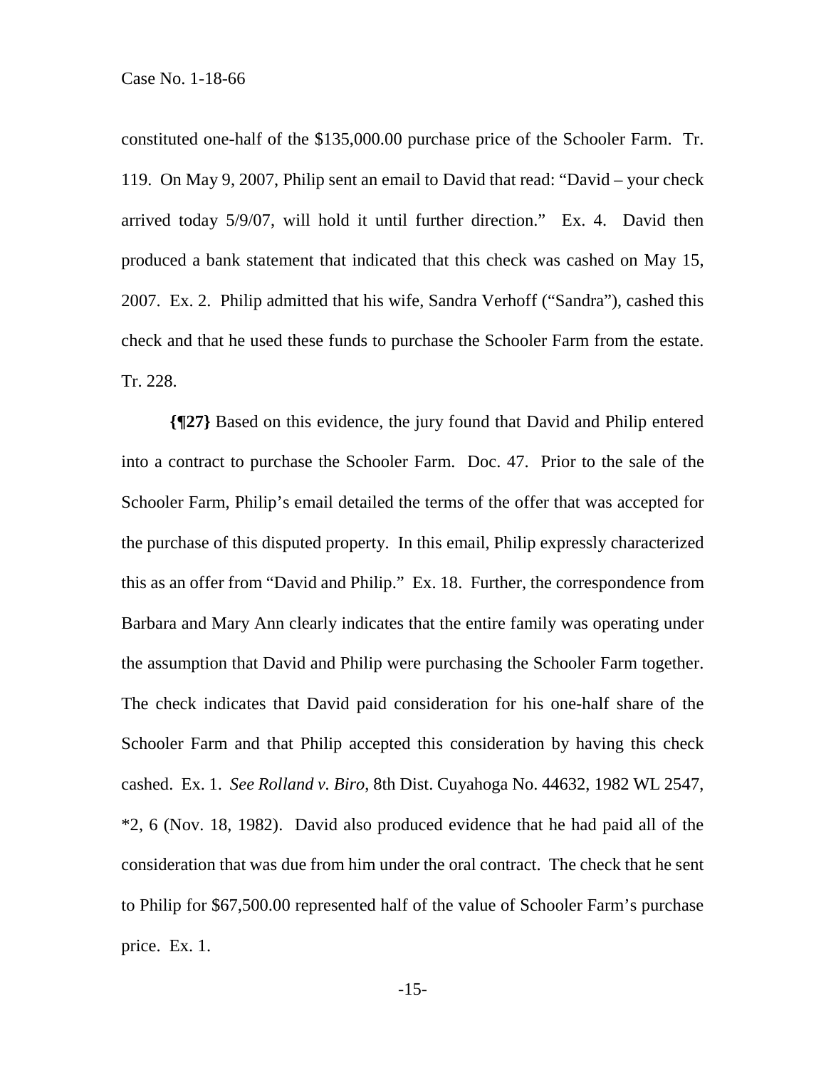constituted one-half of the $135,000.00 purchase price of the Schooler Farm. Tr. 119. On May 9, 2007, Philip sent an email to David that read: "David – your check arrived today 5/9/07, will hold it until further direction." Ex. 4. David then produced a bank statement that indicated that this check was cashed on May 15, 2007. Ex. 2. Philip admitted that his wife, Sandra Verhoff ("Sandra"), cashed this check and that he used these funds to purchase the Schooler Farm from the estate. Tr. 228.

**{¶27}** Based on this evidence, the jury found that David and Philip entered into a contract to purchase the Schooler Farm. Doc. 47. Prior to the sale of the Schooler Farm, Philip's email detailed the terms of the offer that was accepted for the purchase of this disputed property. In this email, Philip expressly characterized this as an offer from "David and Philip." Ex. 18. Further, the correspondence from Barbara and Mary Ann clearly indicates that the entire family was operating under the assumption that David and Philip were purchasing the Schooler Farm together. The check indicates that David paid consideration for his one-half share of the Schooler Farm and that Philip accepted this consideration by having this check cashed. Ex. 1. *See Rolland v. Biro*, 8th Dist. Cuyahoga No. 44632, 1982 WL 2547, *2, 6 (Nov. 18, 1982). David also produced evidence that he had paid all of the consideration that was due from him under the oral contract. The check that he sent to Philip for $67,500.00 represented half of the value of Schooler Farm's purchase price. Ex. 1.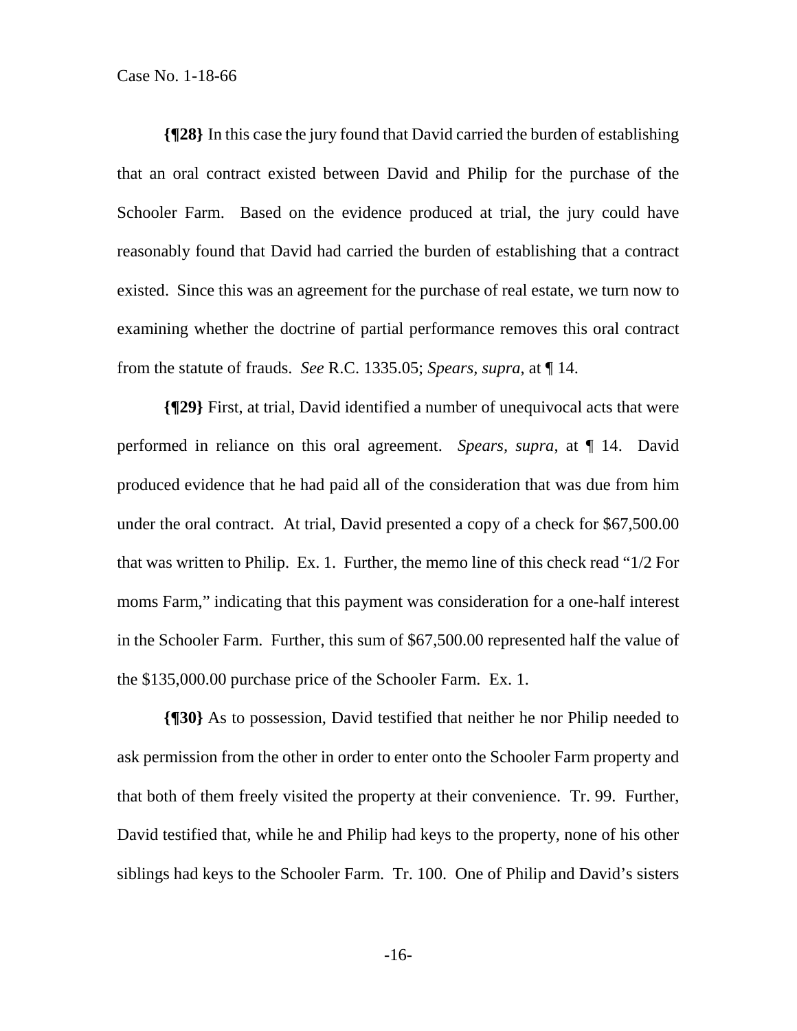**{¶28}** In this case the jury found that David carried the burden of establishing that an oral contract existed between David and Philip for the purchase of the Schooler Farm. Based on the evidence produced at trial, the jury could have reasonably found that David had carried the burden of establishing that a contract existed. Since this was an agreement for the purchase of real estate, we turn now to examining whether the doctrine of partial performance removes this oral contract from the statute of frauds. *See* R.C. 1335.05; *Spears*, *supra*, at ¶ 14.

**{¶29}** First, at trial, David identified a number of unequivocal acts that were performed in reliance on this oral agreement. *Spears*, *supra*, at ¶ 14. David produced evidence that he had paid all of the consideration that was due from him under the oral contract. At trial, David presented a copy of a check for $67,500.00 that was written to Philip. Ex. 1. Further, the memo line of this check read "1/2 For moms Farm," indicating that this payment was consideration for a one-half interest in the Schooler Farm. Further, this sum of $67,500.00 represented half the value of the $135,000.00 purchase price of the Schooler Farm. Ex. 1.

**{¶30}** As to possession, David testified that neither he nor Philip needed to ask permission from the other in order to enter onto the Schooler Farm property and that both of them freely visited the property at their convenience. Tr. 99. Further, David testified that, while he and Philip had keys to the property, none of his other siblings had keys to the Schooler Farm. Tr. 100. One of Philip and David's sisters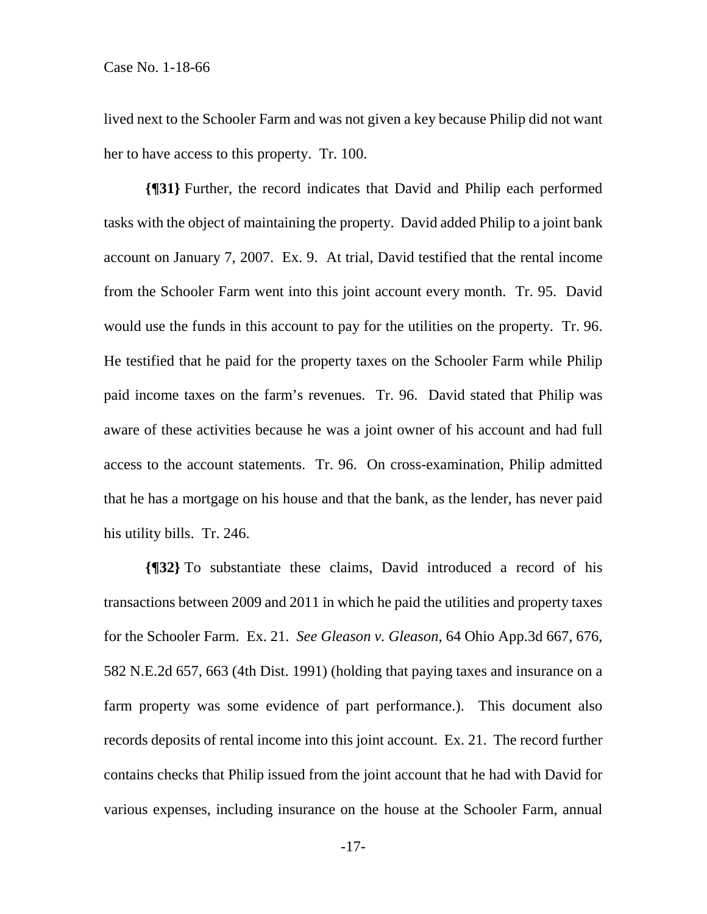lived next to the Schooler Farm and was not given a key because Philip did not want her to have access to this property. Tr. 100.

**{¶31}** Further, the record indicates that David and Philip each performed tasks with the object of maintaining the property. David added Philip to a joint bank account on January 7, 2007. Ex. 9. At trial, David testified that the rental income from the Schooler Farm went into this joint account every month. Tr. 95. David would use the funds in this account to pay for the utilities on the property. Tr. 96. He testified that he paid for the property taxes on the Schooler Farm while Philip paid income taxes on the farm's revenues. Tr. 96. David stated that Philip was aware of these activities because he was a joint owner of his account and had full access to the account statements. Tr. 96. On cross-examination, Philip admitted that he has a mortgage on his house and that the bank, as the lender, has never paid his utility bills. Tr. 246.

**{¶32}** To substantiate these claims, David introduced a record of his transactions between 2009 and 2011 in which he paid the utilities and property taxes for the Schooler Farm. Ex. 21. *See Gleason v. Gleason*, 64 Ohio App.3d 667, 676, 582 N.E.2d 657, 663 (4th Dist. 1991) (holding that paying taxes and insurance on a farm property was some evidence of part performance.). This document also records deposits of rental income into this joint account. Ex. 21. The record further contains checks that Philip issued from the joint account that he had with David for various expenses, including insurance on the house at the Schooler Farm, annual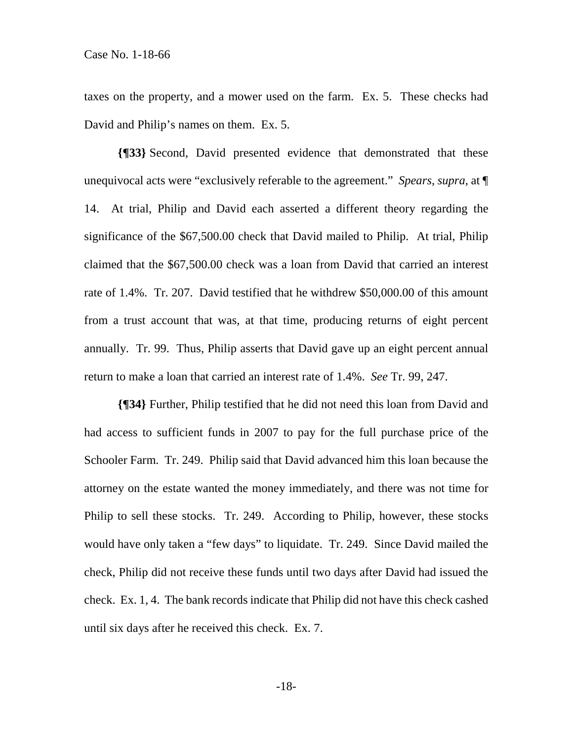taxes on the property, and a mower used on the farm. Ex. 5. These checks had David and Philip's names on them. Ex. 5.

**{¶33}** Second, David presented evidence that demonstrated that these unequivocal acts were "exclusively referable to the agreement." *Spears*, *supra*, at ¶ 14. At trial, Philip and David each asserted a different theory regarding the significance of the $67,500.00 check that David mailed to Philip. At trial, Philip claimed that the $67,500.00 check was a loan from David that carried an interest rate of 1.4%. Tr. 207. David testified that he withdrew $50,000.00 of this amount from a trust account that was, at that time, producing returns of eight percent annually. Tr. 99. Thus, Philip asserts that David gave up an eight percent annual return to make a loan that carried an interest rate of 1.4%. *See* Tr. 99, 247.

**{¶34}** Further, Philip testified that he did not need this loan from David and had access to sufficient funds in 2007 to pay for the full purchase price of the Schooler Farm. Tr. 249. Philip said that David advanced him this loan because the attorney on the estate wanted the money immediately, and there was not time for Philip to sell these stocks. Tr. 249. According to Philip, however, these stocks would have only taken a "few days" to liquidate. Tr. 249. Since David mailed the check, Philip did not receive these funds until two days after David had issued the check. Ex. 1, 4. The bank records indicate that Philip did not have this check cashed until six days after he received this check. Ex. 7.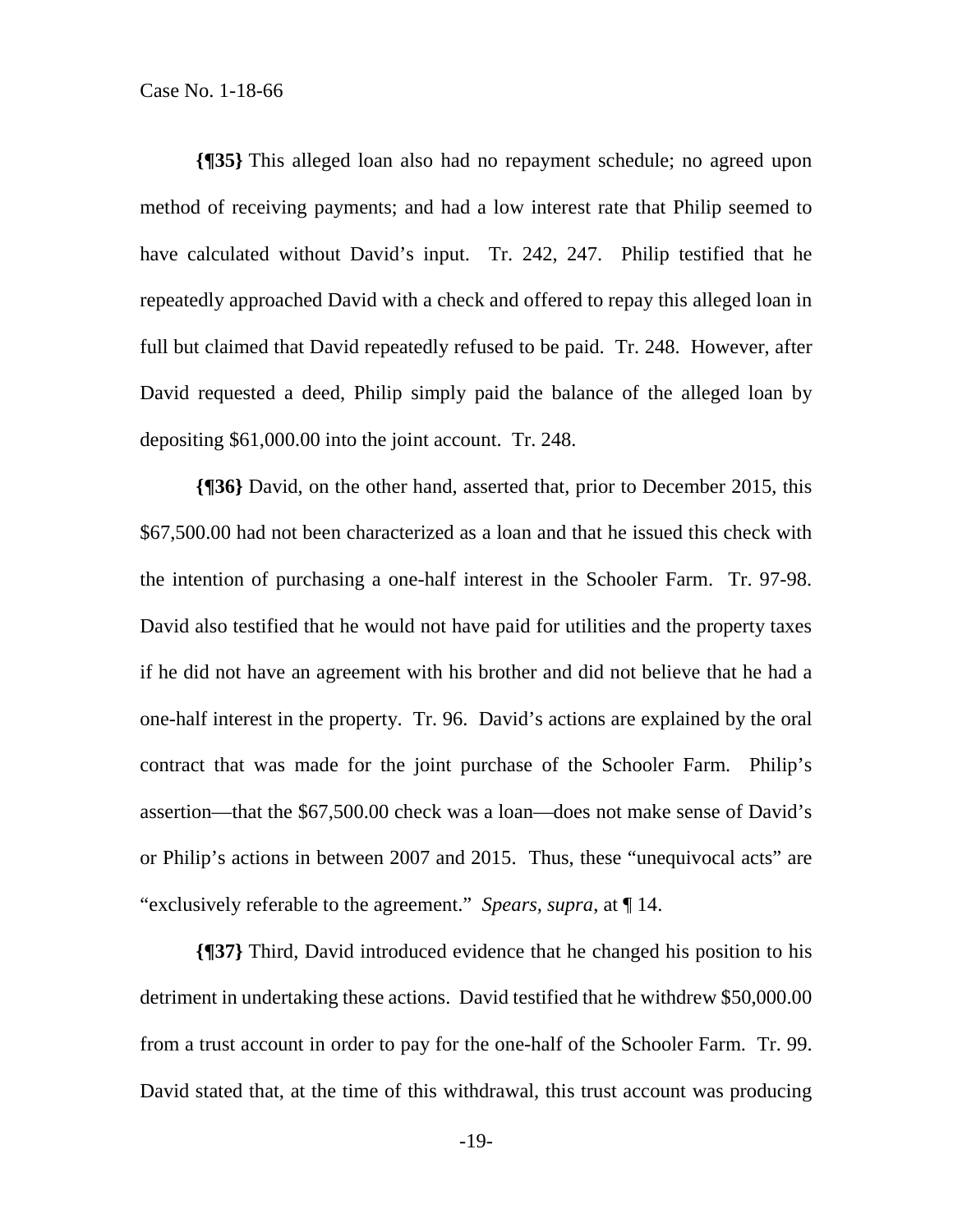**{¶35}** This alleged loan also had no repayment schedule; no agreed upon method of receiving payments; and had a low interest rate that Philip seemed to have calculated without David's input. Tr. 242, 247. Philip testified that he repeatedly approached David with a check and offered to repay this alleged loan in full but claimed that David repeatedly refused to be paid. Tr. 248. However, after David requested a deed, Philip simply paid the balance of the alleged loan by depositing $61,000.00 into the joint account. Tr. 248.

**{¶36}** David, on the other hand, asserted that, prior to December 2015, this $67,500.00 had not been characterized as a loan and that he issued this check with the intention of purchasing a one-half interest in the Schooler Farm. Tr. 97-98. David also testified that he would not have paid for utilities and the property taxes if he did not have an agreement with his brother and did not believe that he had a one-half interest in the property. Tr. 96. David's actions are explained by the oral contract that was made for the joint purchase of the Schooler Farm. Philip's assertion—that the $67,500.00 check was a loan—does not make sense of David's or Philip's actions in between 2007 and 2015. Thus, these "unequivocal acts" are "exclusively referable to the agreement." *Spears, supra*, at ¶ 14.

**{¶37}** Third, David introduced evidence that he changed his position to his detriment in undertaking these actions. David testified that he withdrew $50,000.00 from a trust account in order to pay for the one-half of the Schooler Farm. Tr. 99. David stated that, at the time of this withdrawal, this trust account was producing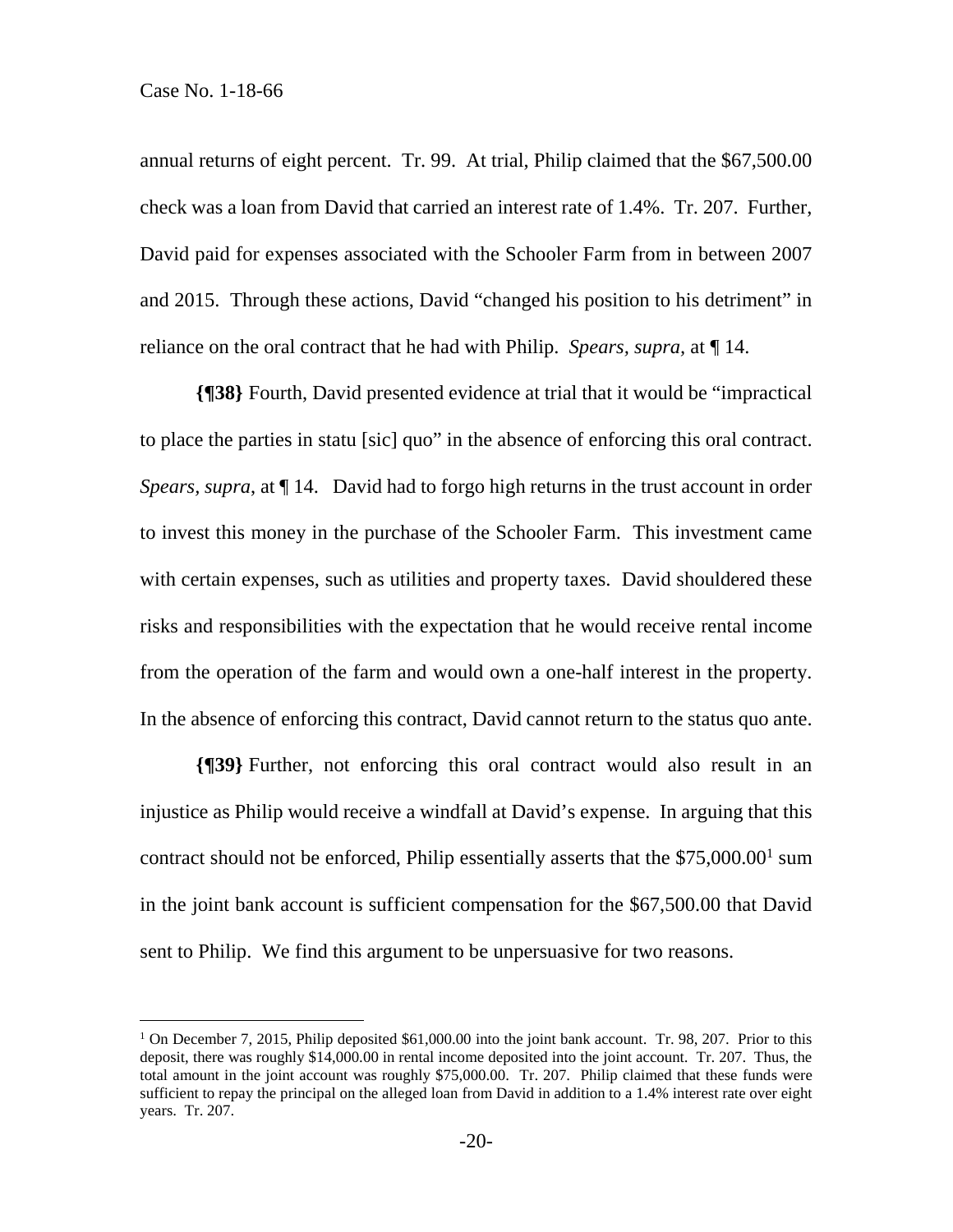annual returns of eight percent. Tr. 99. At trial, Philip claimed that the $67,500.00 check was a loan from David that carried an interest rate of 1.4%. Tr. 207. Further, David paid for expenses associated with the Schooler Farm from in between 2007 and 2015. Through these actions, David "changed his position to his detriment" in reliance on the oral contract that he had with Philip. *Spears*, *supra*, at ¶ 14.

**{¶38}** Fourth, David presented evidence at trial that it would be "impractical to place the parties in statu [sic] quo" in the absence of enforcing this oral contract. *Spears*, *supra*, at ¶ 14. David had to forgo high returns in the trust account in order to invest this money in the purchase of the Schooler Farm. This investment came with certain expenses, such as utilities and property taxes. David shouldered these risks and responsibilities with the expectation that he would receive rental income from the operation of the farm and would own a one-half interest in the property. In the absence of enforcing this contract, David cannot return to the status quo ante.

**{¶39}** Further, not enforcing this oral contract would also result in an injustice as Philip would receive a windfall at David's expense. In arguing that this contract should not be enforced, Philip essentially asserts that the $75,000.00[1] sum in the joint bank account is sufficient compensation for the $67,500.00 that David sent to Philip. We find this argument to be unpersuasive for two reasons.

---

[1] On December 7, 2015, Philip deposited $61,000.00 into the joint bank account. Tr. 98, 207. Prior to this deposit, there was roughly $14,000.00 in rental income deposited into the joint account. Tr. 207. Thus, the total amount in the joint account was roughly $75,000.00. Tr. 207. Philip claimed that these funds were sufficient to repay the principal on the alleged loan from David in addition to a 1.4% interest rate over eight years. Tr. 207.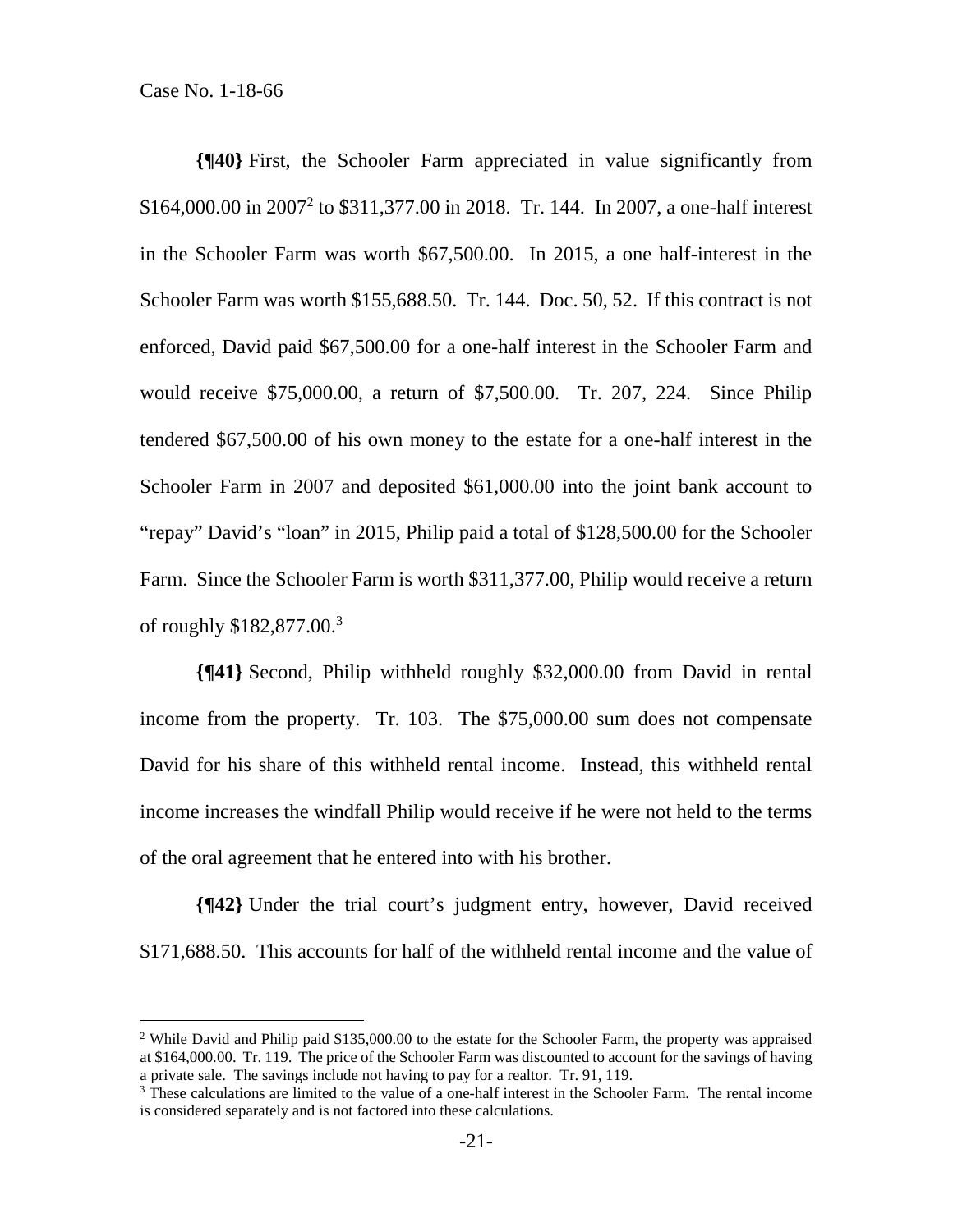**{¶40}** First, the Schooler Farm appreciated in value significantly from $164,000.00 in 2007[2] to $311,377.00 in 2018. Tr. 144. In 2007, a one-half interest in the Schooler Farm was worth $67,500.00. In 2015, a one half-interest in the Schooler Farm was worth $155,688.50. Tr. 144. Doc. 50, 52. If this contract is not enforced, David paid $67,500.00 for a one-half interest in the Schooler Farm and would receive $75,000.00, a return of $7,500.00. Tr. 207, 224. Since Philip tendered $67,500.00 of his own money to the estate for a one-half interest in the Schooler Farm in 2007 and deposited $61,000.00 into the joint bank account to "repay" David's "loan" in 2015, Philip paid a total of $128,500.00 for the Schooler Farm. Since the Schooler Farm is worth $311,377.00, Philip would receive a return of roughly $182,877.00.[3]

**{¶41}** Second, Philip withheld roughly $32,000.00 from David in rental income from the property. Tr. 103. The $75,000.00 sum does not compensate David for his share of this withheld rental income. Instead, this withheld rental income increases the windfall Philip would receive if he were not held to the terms of the oral agreement that he entered into with his brother.

**{¶42}** Under the trial court's judgment entry, however, David received $171,688.50. This accounts for half of the withheld rental income and the value of

---

[2] While David and Philip paid $135,000.00 to the estate for the Schooler Farm, the property was appraised at $164,000.00. Tr. 119. The price of the Schooler Farm was discounted to account for the savings of having a private sale. The savings include not having to pay for a realtor. Tr. 91, 119.

[3] These calculations are limited to the value of a one-half interest in the Schooler Farm. The rental income is considered separately and is not factored into these calculations.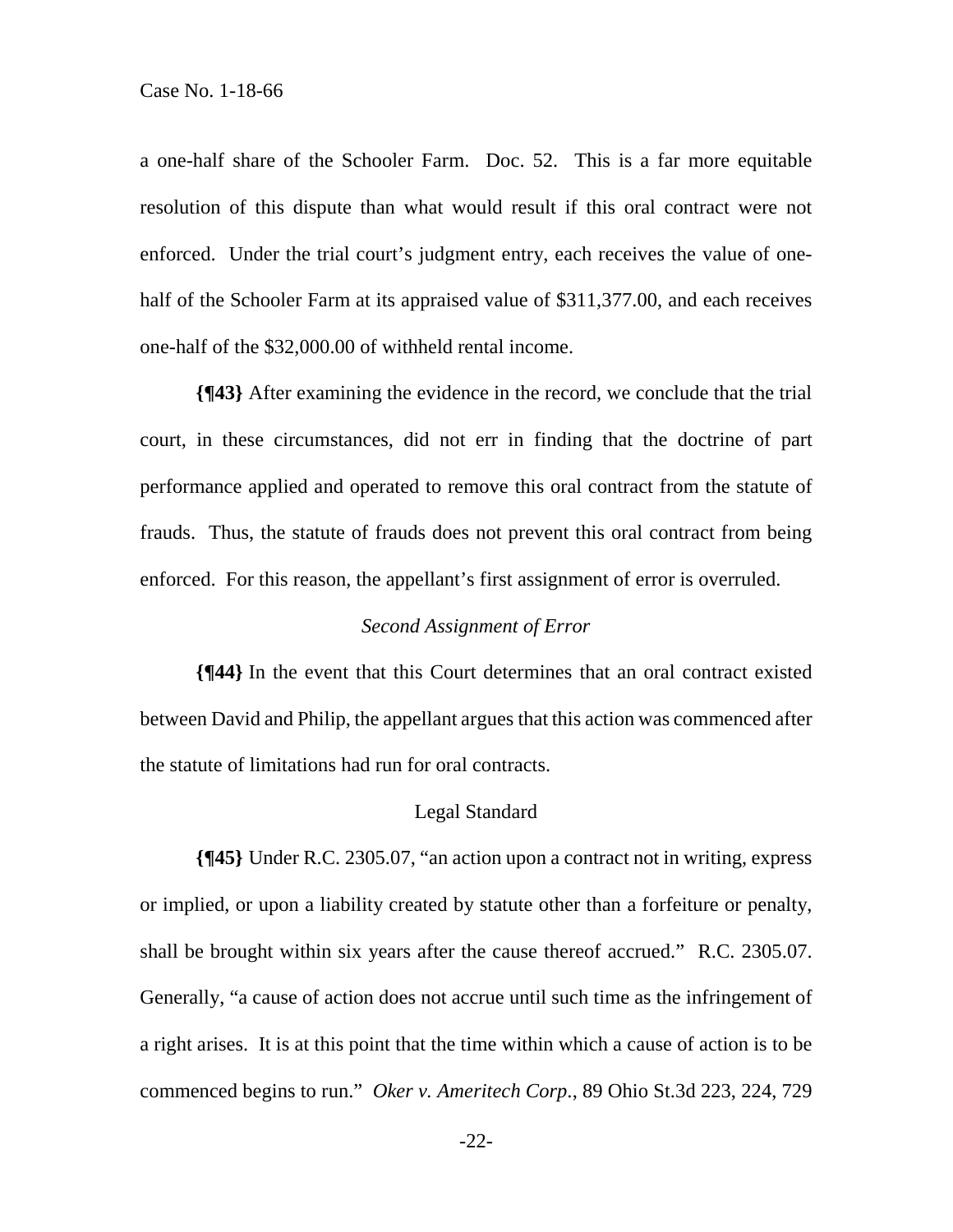a one-half share of the Schooler Farm. Doc. 52. This is a far more equitable resolution of this dispute than what would result if this oral contract were not enforced. Under the trial court's judgment entry, each receives the value of one-half of the Schooler Farm at its appraised value of $311,377.00, and each receives one-half of the $32,000.00 of withheld rental income.

**{¶43}** After examining the evidence in the record, we conclude that the trial court, in these circumstances, did not err in finding that the doctrine of part performance applied and operated to remove this oral contract from the statute of frauds. Thus, the statute of frauds does not prevent this oral contract from being enforced. For this reason, the appellant's first assignment of error is overruled.

*Second Assignment of Error*

**{¶44}** In the event that this Court determines that an oral contract existed between David and Philip, the appellant argues that this action was commenced after the statute of limitations had run for oral contracts.

Legal Standard

**{¶45}** Under R.C. 2305.07, "an action upon a contract not in writing, express or implied, or upon a liability created by statute other than a forfeiture or penalty, shall be brought within six years after the cause thereof accrued." R.C. 2305.07. Generally, "a cause of action does not accrue until such time as the infringement of a right arises. It is at this point that the time within which a cause of action is to be commenced begins to run." *Oker v. Ameritech Corp.*, 89 Ohio St.3d 223, 224, 729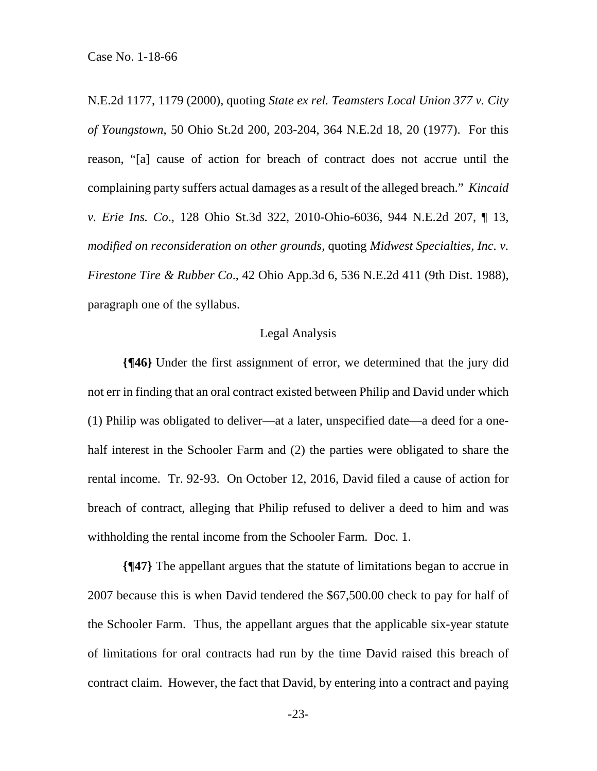N.E.2d 1177, 1179 (2000), quoting *State ex rel. Teamsters Local Union 377 v. City of Youngstown*, 50 Ohio St.2d 200, 203-204, 364 N.E.2d 18, 20 (1977). For this reason, "[a] cause of action for breach of contract does not accrue until the complaining party suffers actual damages as a result of the alleged breach." *Kincaid v. Erie Ins. Co*., 128 Ohio St.3d 322, 2010-Ohio-6036, 944 N.E.2d 207, ¶ 13, *modified on reconsideration on other grounds*, quoting *Midwest Specialties, Inc. v. Firestone Tire & Rubber Co*., 42 Ohio App.3d 6, 536 N.E.2d 411 (9th Dist. 1988), paragraph one of the syllabus.

Legal Analysis

**{¶46}** Under the first assignment of error, we determined that the jury did not err in finding that an oral contract existed between Philip and David under which (1) Philip was obligated to deliver—at a later, unspecified date—a deed for a one-half interest in the Schooler Farm and (2) the parties were obligated to share the rental income. Tr. 92-93. On October 12, 2016, David filed a cause of action for breach of contract, alleging that Philip refused to deliver a deed to him and was withholding the rental income from the Schooler Farm. Doc. 1.

**{¶47}** The appellant argues that the statute of limitations began to accrue in 2007 because this is when David tendered the $67,500.00 check to pay for half of the Schooler Farm. Thus, the appellant argues that the applicable six-year statute of limitations for oral contracts had run by the time David raised this breach of contract claim. However, the fact that David, by entering into a contract and paying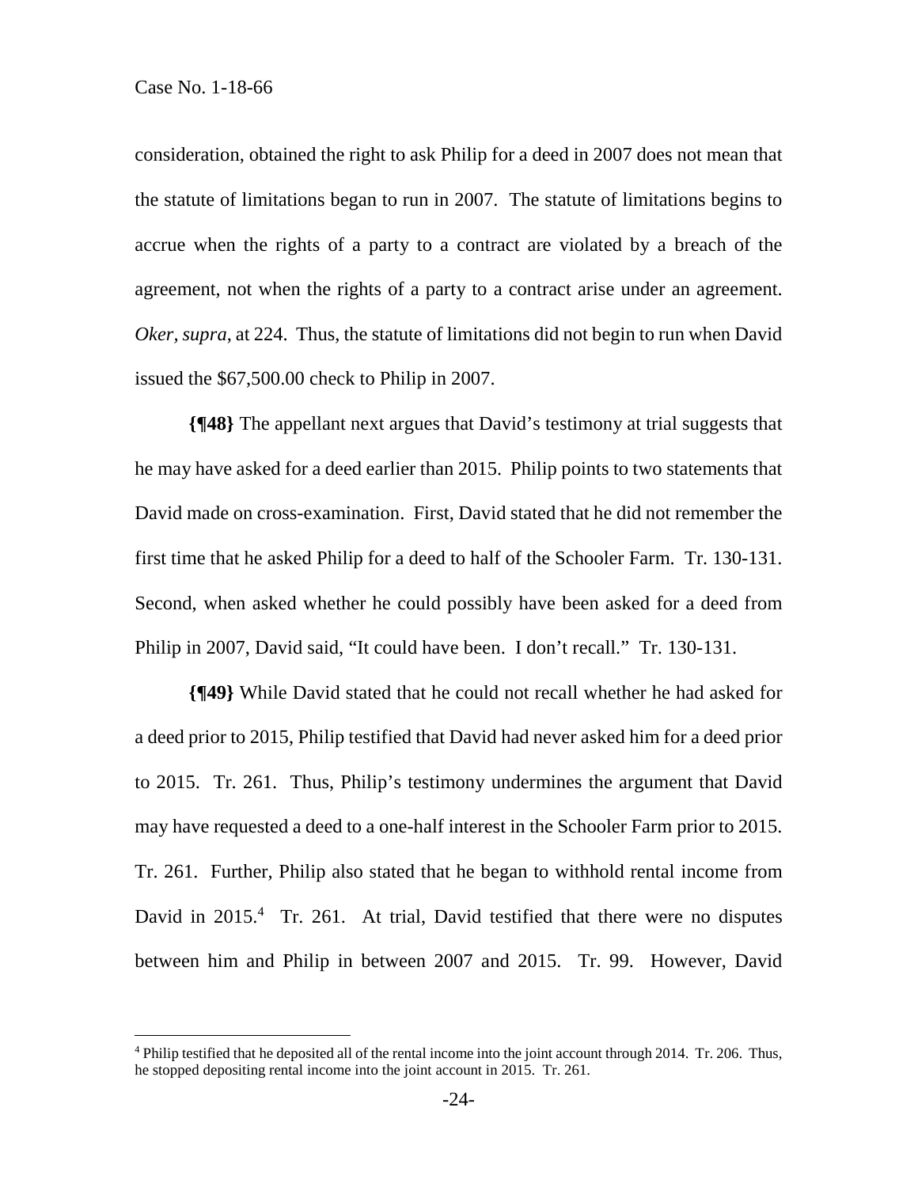consideration, obtained the right to ask Philip for a deed in 2007 does not mean that the statute of limitations began to run in 2007. The statute of limitations begins to accrue when the rights of a party to a contract are violated by a breach of the agreement, not when the rights of a party to a contract arise under an agreement. *Oker, supra*, at 224. Thus, the statute of limitations did not begin to run when David issued the $67,500.00 check to Philip in 2007.

**{¶48}** The appellant next argues that David's testimony at trial suggests that he may have asked for a deed earlier than 2015. Philip points to two statements that David made on cross-examination. First, David stated that he did not remember the first time that he asked Philip for a deed to half of the Schooler Farm. Tr. 130-131. Second, when asked whether he could possibly have been asked for a deed from Philip in 2007, David said, "It could have been. I don't recall." Tr. 130-131.

**{¶49}** While David stated that he could not recall whether he had asked for a deed prior to 2015, Philip testified that David had never asked him for a deed prior to 2015. Tr. 261. Thus, Philip's testimony undermines the argument that David may have requested a deed to a one-half interest in the Schooler Farm prior to 2015. Tr. 261. Further, Philip also stated that he began to withhold rental income from David in 2015.[4] Tr. 261. At trial, David testified that there were no disputes between him and Philip in between 2007 and 2015. Tr. 99. However, David

---

[4] Philip testified that he deposited all of the rental income into the joint account through 2014. Tr. 206. Thus, he stopped depositing rental income into the joint account in 2015. Tr. 261.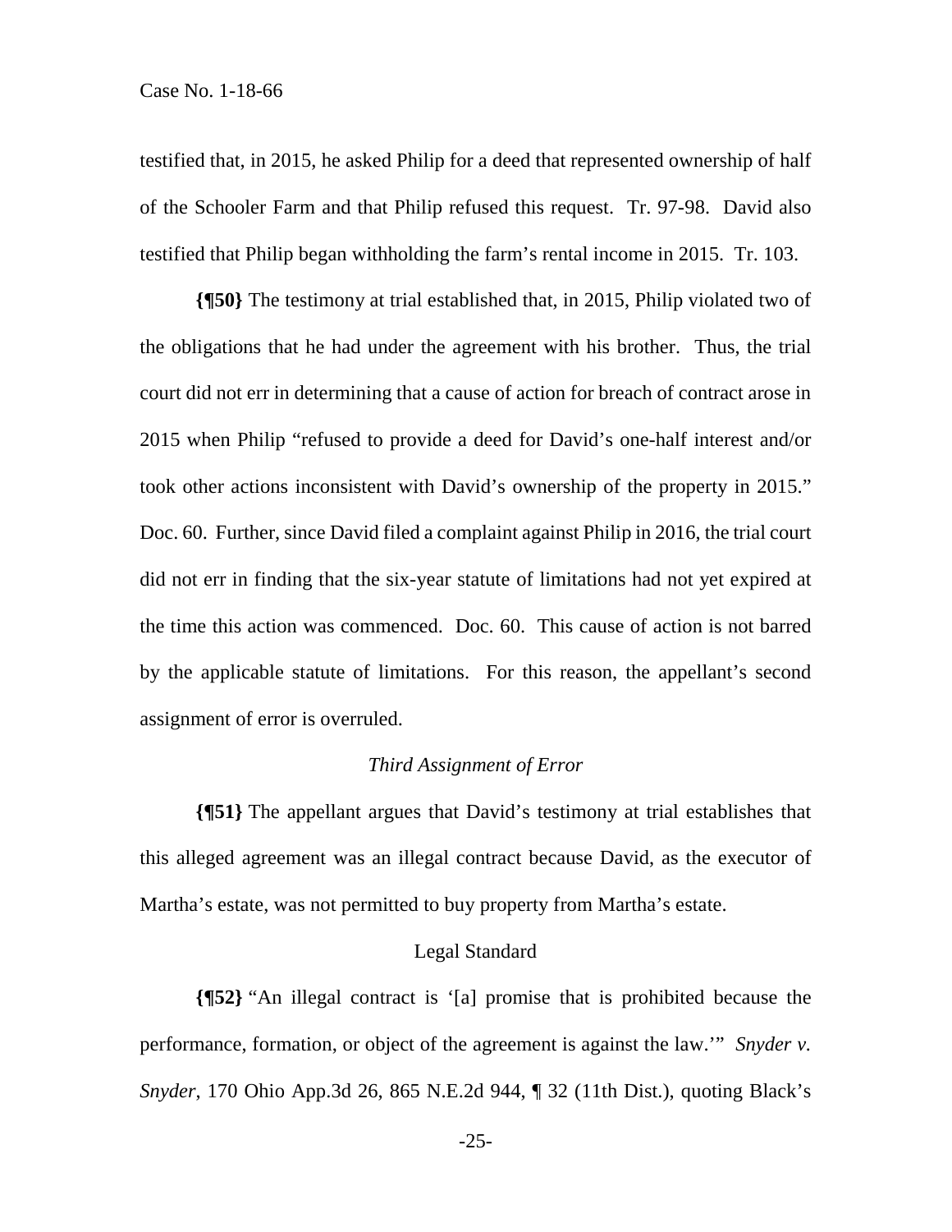testified that, in 2015, he asked Philip for a deed that represented ownership of half of the Schooler Farm and that Philip refused this request. Tr. 97-98. David also testified that Philip began withholding the farm's rental income in 2015. Tr. 103.

**{¶50}** The testimony at trial established that, in 2015, Philip violated two of the obligations that he had under the agreement with his brother. Thus, the trial court did not err in determining that a cause of action for breach of contract arose in 2015 when Philip "refused to provide a deed for David's one-half interest and/or took other actions inconsistent with David's ownership of the property in 2015." Doc. 60. Further, since David filed a complaint against Philip in 2016, the trial court did not err in finding that the six-year statute of limitations had not yet expired at the time this action was commenced. Doc. 60. This cause of action is not barred by the applicable statute of limitations. For this reason, the appellant's second assignment of error is overruled.

*Third Assignment of Error*

**{¶51}** The appellant argues that David's testimony at trial establishes that this alleged agreement was an illegal contract because David, as the executor of Martha's estate, was not permitted to buy property from Martha's estate.

Legal Standard

**{¶52}** "An illegal contract is '[a] promise that is prohibited because the performance, formation, or object of the agreement is against the law.'" *Snyder v. Snyder*, 170 Ohio App.3d 26, 865 N.E.2d 944, ¶ 32 (11th Dist.), quoting Black's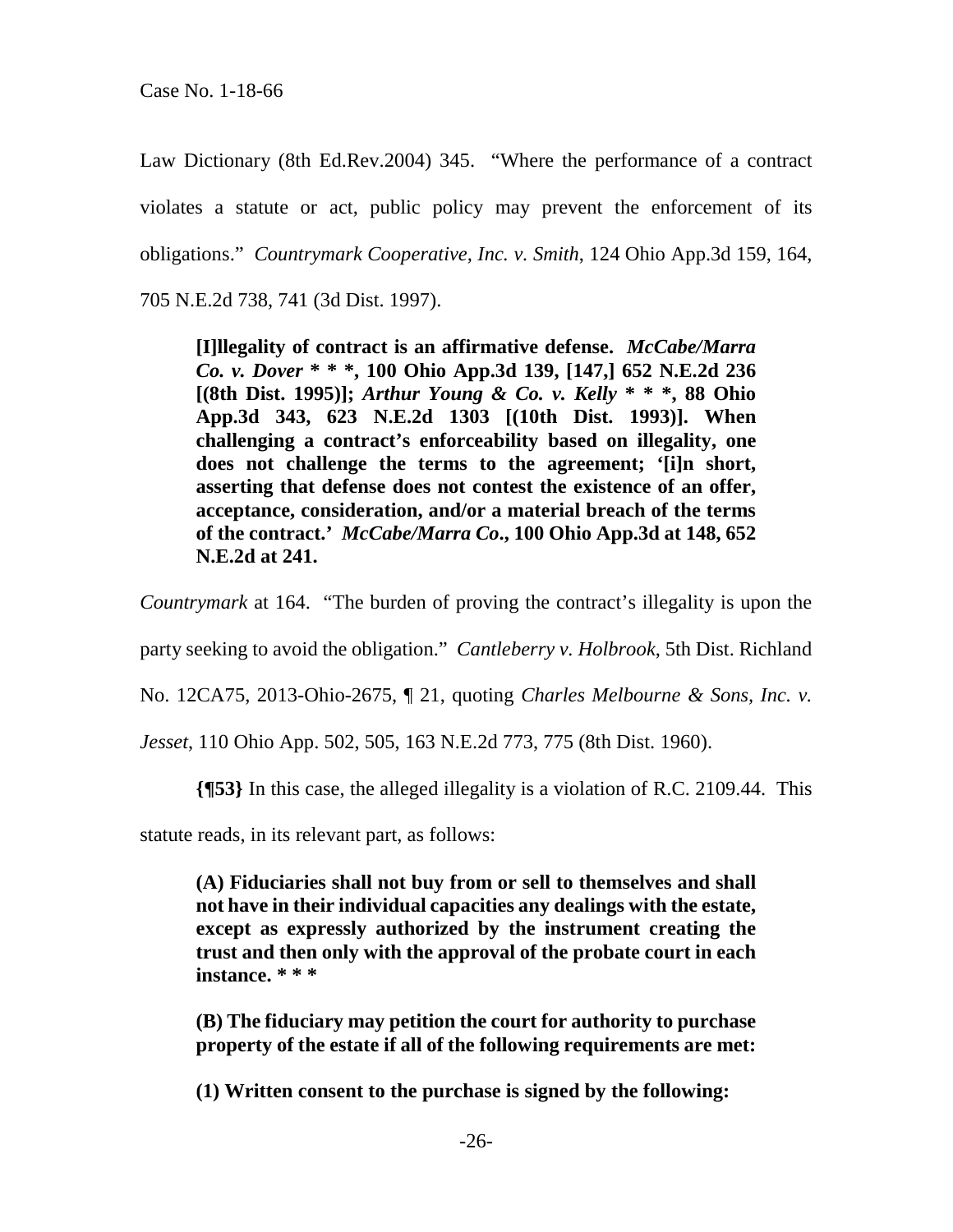Law Dictionary (8th Ed.Rev.2004) 345. "Where the performance of a contract violates a statute or act, public policy may prevent the enforcement of its obligations." *Countrymark Cooperative, Inc. v. Smith*, 124 Ohio App.3d 159, 164, 705 N.E.2d 738, 741 (3d Dist. 1997).

> **[I]llegality of contract is an affirmative defense. *McCabe/Marra Co. v. Dover* * * *, 100 Ohio App.3d 139, [147,] 652 N.E.2d 236 [(8th Dist. 1995)]; *Arthur Young & Co. v. Kelly* * * *, 88 Ohio App.3d 343, 623 N.E.2d 1303 [(10th Dist. 1993)]. When challenging a contract's enforceability based on illegality, one does not challenge the terms to the agreement; '[i]n short, asserting that defense does not contest the existence of an offer, acceptance, consideration, and/or a material breach of the terms of the contract.' *McCabe/Marra Co*., 100 Ohio App.3d at 148, 652 N.E.2d at 241.**

*Countrymark* at 164. "The burden of proving the contract's illegality is upon the party seeking to avoid the obligation." *Cantleberry v. Holbrook*, 5th Dist. Richland No. 12CA75, 2013-Ohio-2675, ¶ 21, quoting *Charles Melbourne & Sons, Inc. v. Jesset*, 110 Ohio App. 502, 505, 163 N.E.2d 773, 775 (8th Dist. 1960).

**{¶53}** In this case, the alleged illegality is a violation of R.C. 2109.44. This statute reads, in its relevant part, as follows:

> **(A) Fiduciaries shall not buy from or sell to themselves and shall not have in their individual capacities any dealings with the estate, except as expressly authorized by the instrument creating the trust and then only with the approval of the probate court in each instance. * * ***
>
> **(B) The fiduciary may petition the court for authority to purchase property of the estate if all of the following requirements are met:**
>
> **(1) Written consent to the purchase is signed by the following:**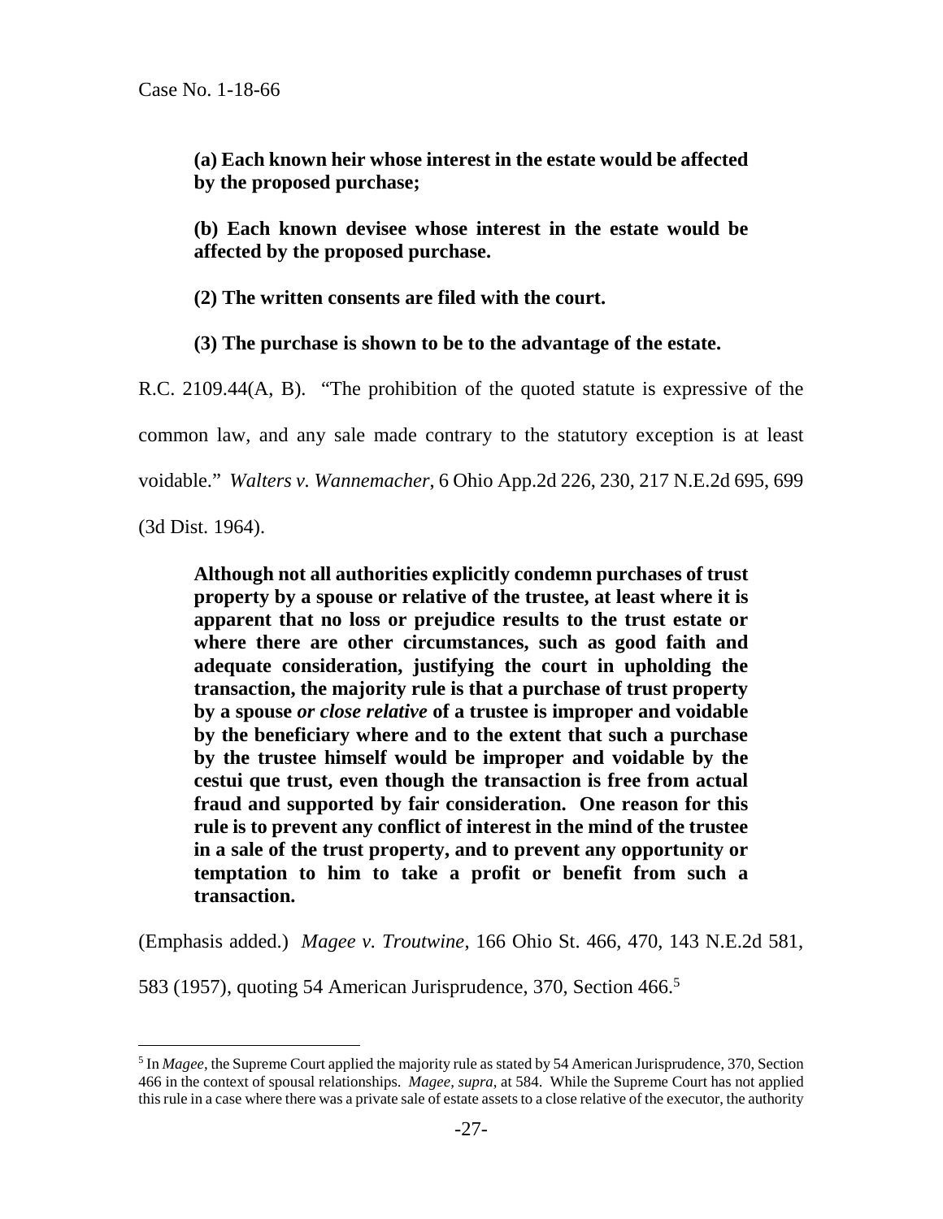**(a) Each known heir whose interest in the estate would be affected by the proposed purchase;**

**(b) Each known devisee whose interest in the estate would be affected by the proposed purchase.**

**(2) The written consents are filed with the court.**

**(3) The purchase is shown to be to the advantage of the estate.**

R.C. 2109.44(A, B). "The prohibition of the quoted statute is expressive of the common law, and any sale made contrary to the statutory exception is at least voidable." *Walters v. Wannemacher*, 6 Ohio App.2d 226, 230, 217 N.E.2d 695, 699 (3d Dist. 1964).

> **Although not all authorities explicitly condemn purchases of trust property by a spouse or relative of the trustee, at least where it is apparent that no loss or prejudice results to the trust estate or where there are other circumstances, such as good faith and adequate consideration, justifying the court in upholding the transaction, the majority rule is that a purchase of trust property by a spouse *or close relative* of a trustee is improper and voidable by the beneficiary where and to the extent that such a purchase by the trustee himself would be improper and voidable by the cestui que trust, even though the transaction is free from actual fraud and supported by fair consideration. One reason for this rule is to prevent any conflict of interest in the mind of the trustee in a sale of the trust property, and to prevent any opportunity or temptation to him to take a profit or benefit from such a transaction.**

(Emphasis added.) *Magee v. Troutwine*, 166 Ohio St. 466, 470, 143 N.E.2d 581, 583 (1957), quoting 54 American Jurisprudence, 370, Section 466.[5]

---

[5] In *Magee*, the Supreme Court applied the majority rule as stated by 54 American Jurisprudence, 370, Section 466 in the context of spousal relationships. *Magee, supra*, at 584. While the Supreme Court has not applied this rule in a case where there was a private sale of estate assets to a close relative of the executor, the authority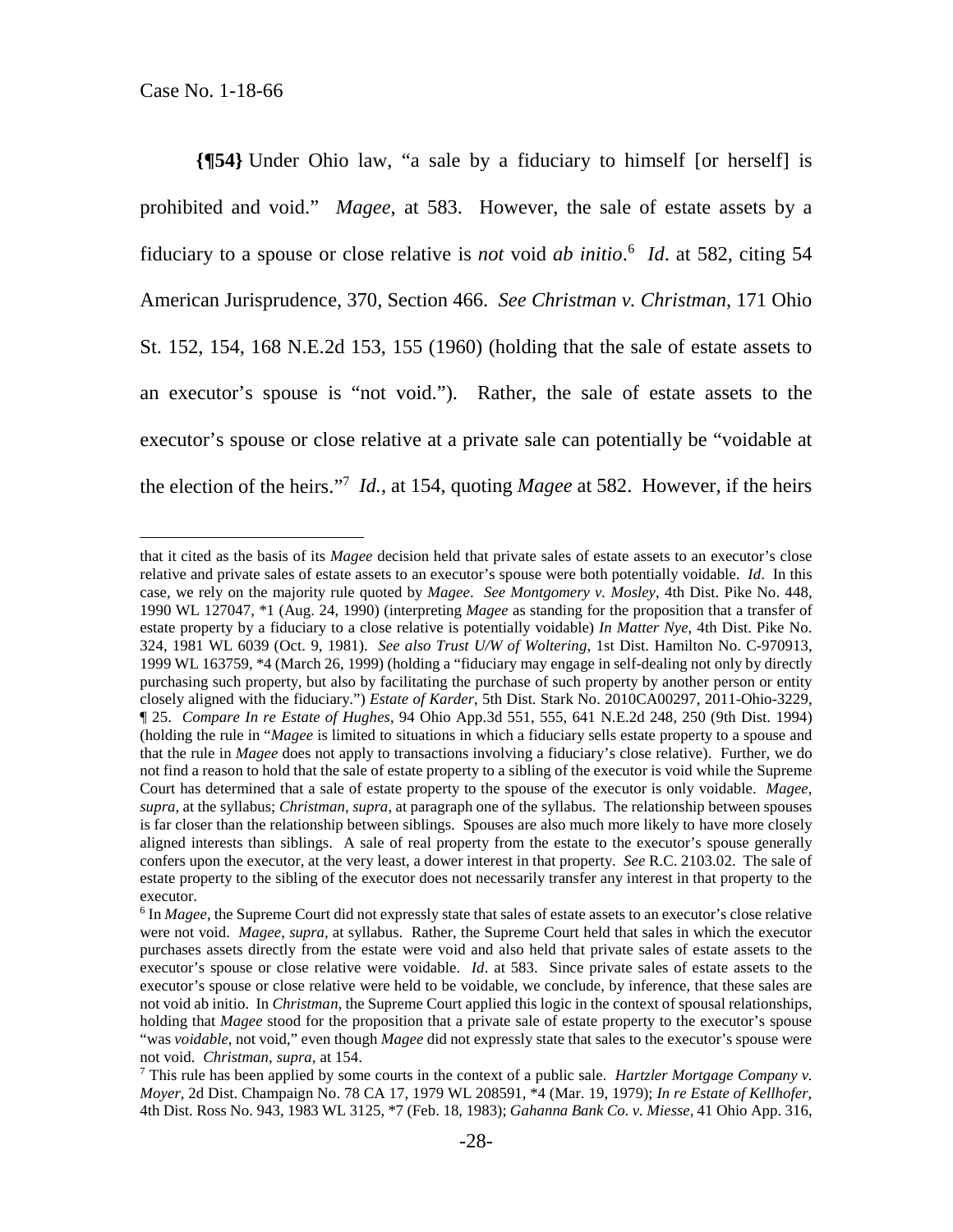**{¶54}** Under Ohio law, "a sale by a fiduciary to himself [or herself] is prohibited and void." *Magee*, at 583. However, the sale of estate assets by a fiduciary to a spouse or close relative is *not* void *ab initio*.[6] *Id*. at 582, citing 54 American Jurisprudence, 370, Section 466. *See Christman v. Christman*, 171 Ohio St. 152, 154, 168 N.E.2d 153, 155 (1960) (holding that the sale of estate assets to an executor's spouse is "not void."). Rather, the sale of estate assets to the executor's spouse or close relative at a private sale can potentially be "voidable at the election of the heirs."[7] *Id.*, at 154, quoting *Magee* at 582. However, if the heirs

---

that it cited as the basis of its *Magee* decision held that private sales of estate assets to an executor's close relative and private sales of estate assets to an executor's spouse were both potentially voidable. *Id*. In this case, we rely on the majority rule quoted by *Magee*. *See Montgomery v. Mosley*, 4th Dist. Pike No. 448, 1990 WL 127047, \*1 (Aug. 24, 1990) (interpreting *Magee* as standing for the proposition that a transfer of estate property by a fiduciary to a close relative is potentially voidable) *In Matter Nye*, 4th Dist. Pike No. 324, 1981 WL 6039 (Oct. 9, 1981). *See also Trust U/W of Woltering*, 1st Dist. Hamilton No. C-970913, 1999 WL 163759, \*4 (March 26, 1999) (holding a "fiduciary may engage in self-dealing not only by directly purchasing such property, but also by facilitating the purchase of such property by another person or entity closely aligned with the fiduciary.") *Estate of Karder*, 5th Dist. Stark No. 2010CA00297, 2011-Ohio-3229, ¶ 25. *Compare In re Estate of Hughes*, 94 Ohio App.3d 551, 555, 641 N.E.2d 248, 250 (9th Dist. 1994) (holding the rule in "*Magee* is limited to situations in which a fiduciary sells estate property to a spouse and that the rule in *Magee* does not apply to transactions involving a fiduciary's close relative). Further, we do not find a reason to hold that the sale of estate property to a sibling of the executor is void while the Supreme Court has determined that a sale of estate property to the spouse of the executor is only voidable. *Magee, supra*, at the syllabus; *Christman, supra*, at paragraph one of the syllabus. The relationship between spouses is far closer than the relationship between siblings. Spouses are also much more likely to have more closely aligned interests than siblings. A sale of real property from the estate to the executor's spouse generally confers upon the executor, at the very least, a dower interest in that property. *See* R.C. 2103.02. The sale of estate property to the sibling of the executor does not necessarily transfer any interest in that property to the executor.

[6] In *Magee*, the Supreme Court did not expressly state that sales of estate assets to an executor's close relative were not void. *Magee, supra*, at syllabus. Rather, the Supreme Court held that sales in which the executor purchases assets directly from the estate were void and also held that private sales of estate assets to the executor's spouse or close relative were voidable. *Id*. at 583. Since private sales of estate assets to the executor's spouse or close relative were held to be voidable, we conclude, by inference, that these sales are not void ab initio. In *Christman*, the Supreme Court applied this logic in the context of spousal relationships, holding that *Magee* stood for the proposition that a private sale of estate property to the executor's spouse "was *voidable*, not void," even though *Magee* did not expressly state that sales to the executor's spouse were not void. *Christman, supra*, at 154.

[7] This rule has been applied by some courts in the context of a public sale. *Hartzler Mortgage Company v. Moyer*, 2d Dist. Champaign No. 78 CA 17, 1979 WL 208591, \*4 (Mar. 19, 1979); *In re Estate of Kellhofer*, 4th Dist. Ross No. 943, 1983 WL 3125, \*7 (Feb. 18, 1983); *Gahanna Bank Co. v. Miesse*, 41 Ohio App. 316,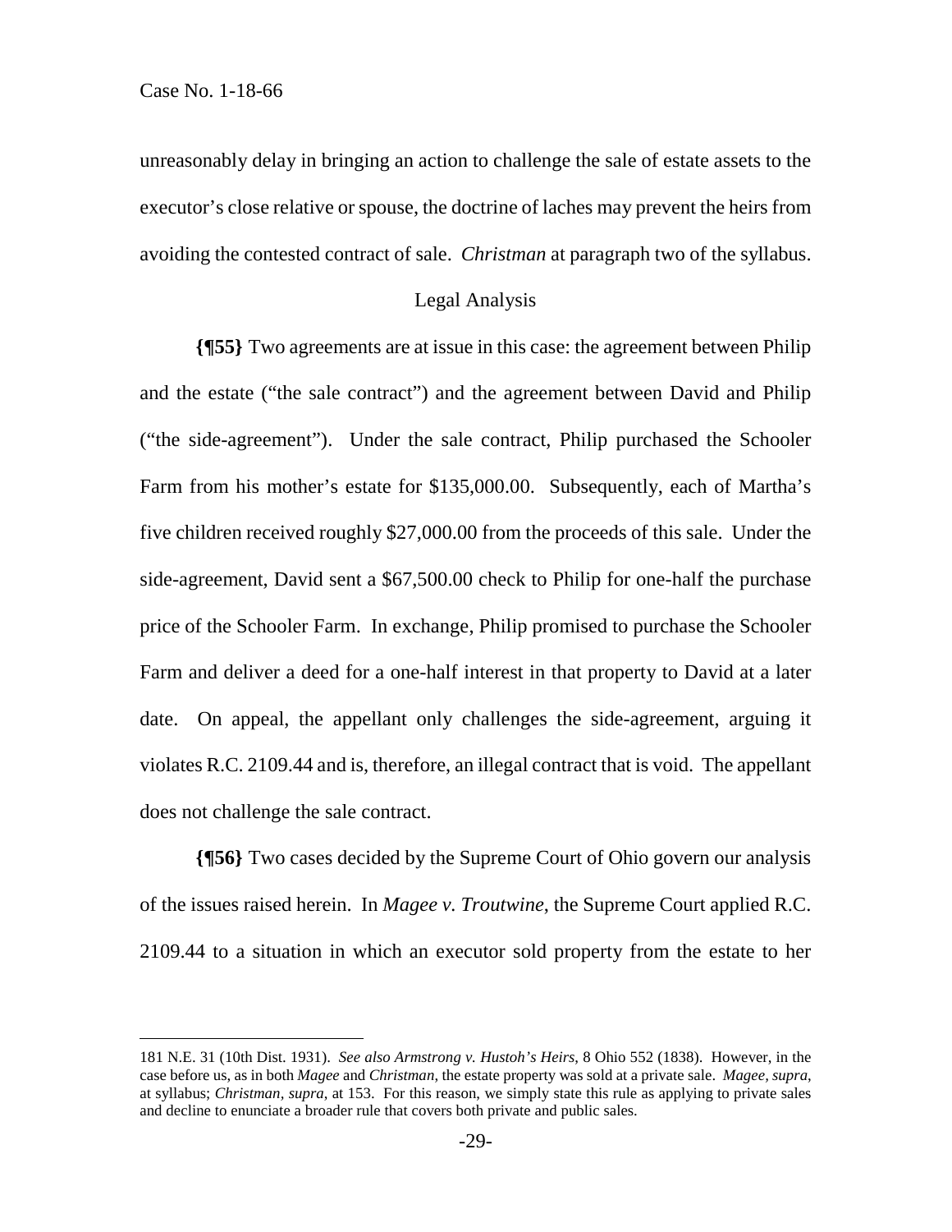unreasonably delay in bringing an action to challenge the sale of estate assets to the executor's close relative or spouse, the doctrine of laches may prevent the heirs from avoiding the contested contract of sale. *Christman* at paragraph two of the syllabus.

Legal Analysis

**{¶55}** Two agreements are at issue in this case: the agreement between Philip and the estate ("the sale contract") and the agreement between David and Philip ("the side-agreement"). Under the sale contract, Philip purchased the Schooler Farm from his mother's estate for $135,000.00. Subsequently, each of Martha's five children received roughly $27,000.00 from the proceeds of this sale. Under the side-agreement, David sent a $67,500.00 check to Philip for one-half the purchase price of the Schooler Farm. In exchange, Philip promised to purchase the Schooler Farm and deliver a deed for a one-half interest in that property to David at a later date. On appeal, the appellant only challenges the side-agreement, arguing it violates R.C. 2109.44 and is, therefore, an illegal contract that is void. The appellant does not challenge the sale contract.

**{¶56}** Two cases decided by the Supreme Court of Ohio govern our analysis of the issues raised herein. In *Magee v. Troutwine*, the Supreme Court applied R.C. 2109.44 to a situation in which an executor sold property from the estate to her

---

181 N.E. 31 (10th Dist. 1931). *See also Armstrong v. Hustoh's Heirs*, 8 Ohio 552 (1838). However, in the case before us, as in both *Magee* and *Christman*, the estate property was sold at a private sale. *Magee, supra*, at syllabus; *Christman, supra*, at 153. For this reason, we simply state this rule as applying to private sales and decline to enunciate a broader rule that covers both private and public sales.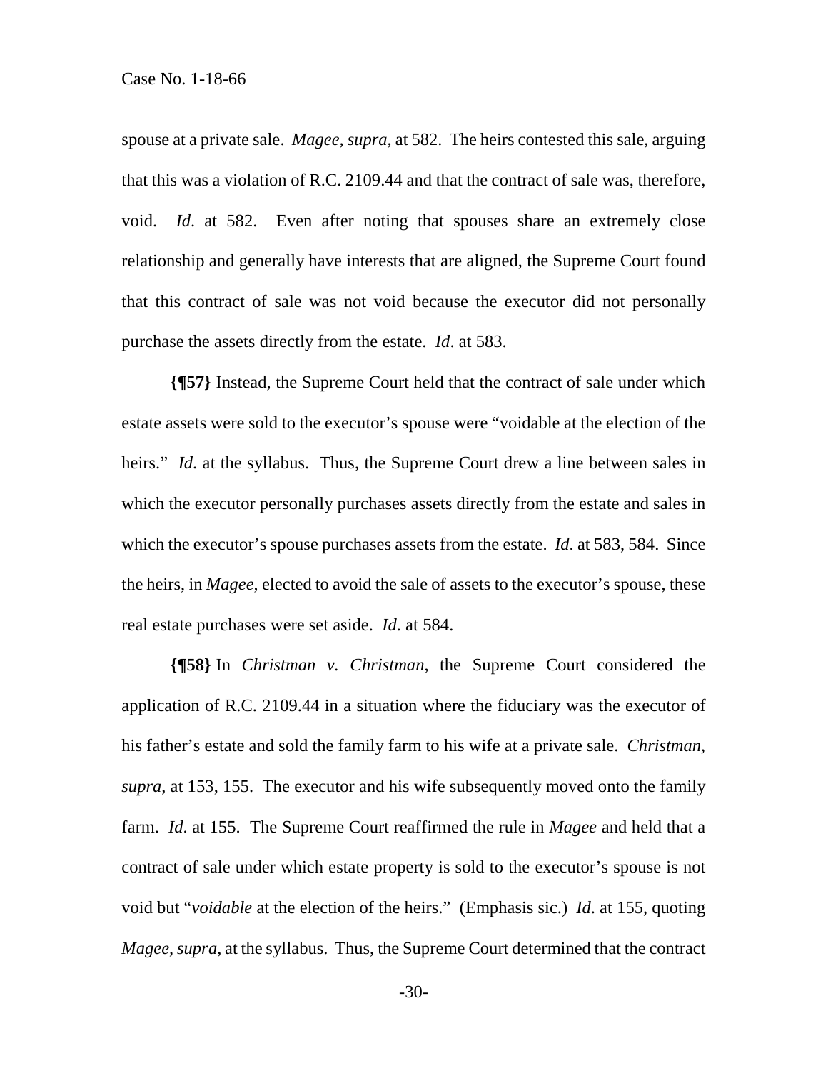spouse at a private sale. *Magee*, *supra*, at 582. The heirs contested this sale, arguing that this was a violation of R.C. 2109.44 and that the contract of sale was, therefore, void. *Id*. at 582. Even after noting that spouses share an extremely close relationship and generally have interests that are aligned, the Supreme Court found that this contract of sale was not void because the executor did not personally purchase the assets directly from the estate. *Id*. at 583.

**{¶57}** Instead, the Supreme Court held that the contract of sale under which estate assets were sold to the executor's spouse were "voidable at the election of the heirs." *Id*. at the syllabus. Thus, the Supreme Court drew a line between sales in which the executor personally purchases assets directly from the estate and sales in which the executor's spouse purchases assets from the estate. *Id*. at 583, 584. Since the heirs, in *Magee*, elected to avoid the sale of assets to the executor's spouse, these real estate purchases were set aside. *Id*. at 584.

**{¶58}** In *Christman v. Christman*, the Supreme Court considered the application of R.C. 2109.44 in a situation where the fiduciary was the executor of his father's estate and sold the family farm to his wife at a private sale. *Christman*, *supra*, at 153, 155. The executor and his wife subsequently moved onto the family farm. *Id*. at 155. The Supreme Court reaffirmed the rule in *Magee* and held that a contract of sale under which estate property is sold to the executor's spouse is not void but "*voidable* at the election of the heirs." (Emphasis sic.) *Id*. at 155, quoting *Magee, supra*, at the syllabus. Thus, the Supreme Court determined that the contract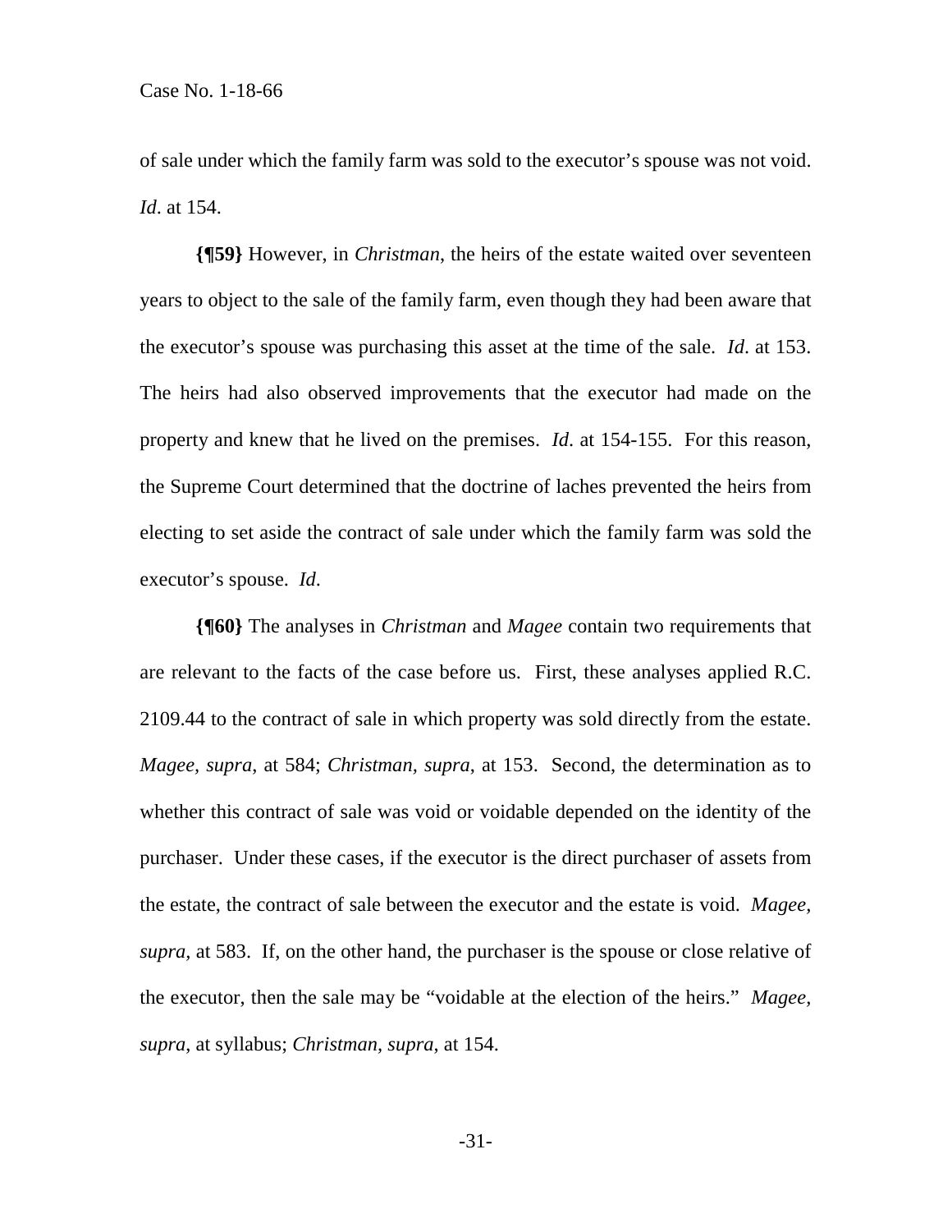of sale under which the family farm was sold to the executor's spouse was not void. *Id*. at 154.

**{¶59}** However, in *Christman*, the heirs of the estate waited over seventeen years to object to the sale of the family farm, even though they had been aware that the executor's spouse was purchasing this asset at the time of the sale. *Id*. at 153. The heirs had also observed improvements that the executor had made on the property and knew that he lived on the premises. *Id*. at 154-155. For this reason, the Supreme Court determined that the doctrine of laches prevented the heirs from electing to set aside the contract of sale under which the family farm was sold the executor's spouse. *Id*.

**{¶60}** The analyses in *Christman* and *Magee* contain two requirements that are relevant to the facts of the case before us. First, these analyses applied R.C. 2109.44 to the contract of sale in which property was sold directly from the estate. *Magee, supra*, at 584; *Christman, supra*, at 153. Second, the determination as to whether this contract of sale was void or voidable depended on the identity of the purchaser. Under these cases, if the executor is the direct purchaser of assets from the estate, the contract of sale between the executor and the estate is void. *Magee, supra*, at 583. If, on the other hand, the purchaser is the spouse or close relative of the executor, then the sale may be "voidable at the election of the heirs." *Magee, supra*, at syllabus; *Christman, supra*, at 154.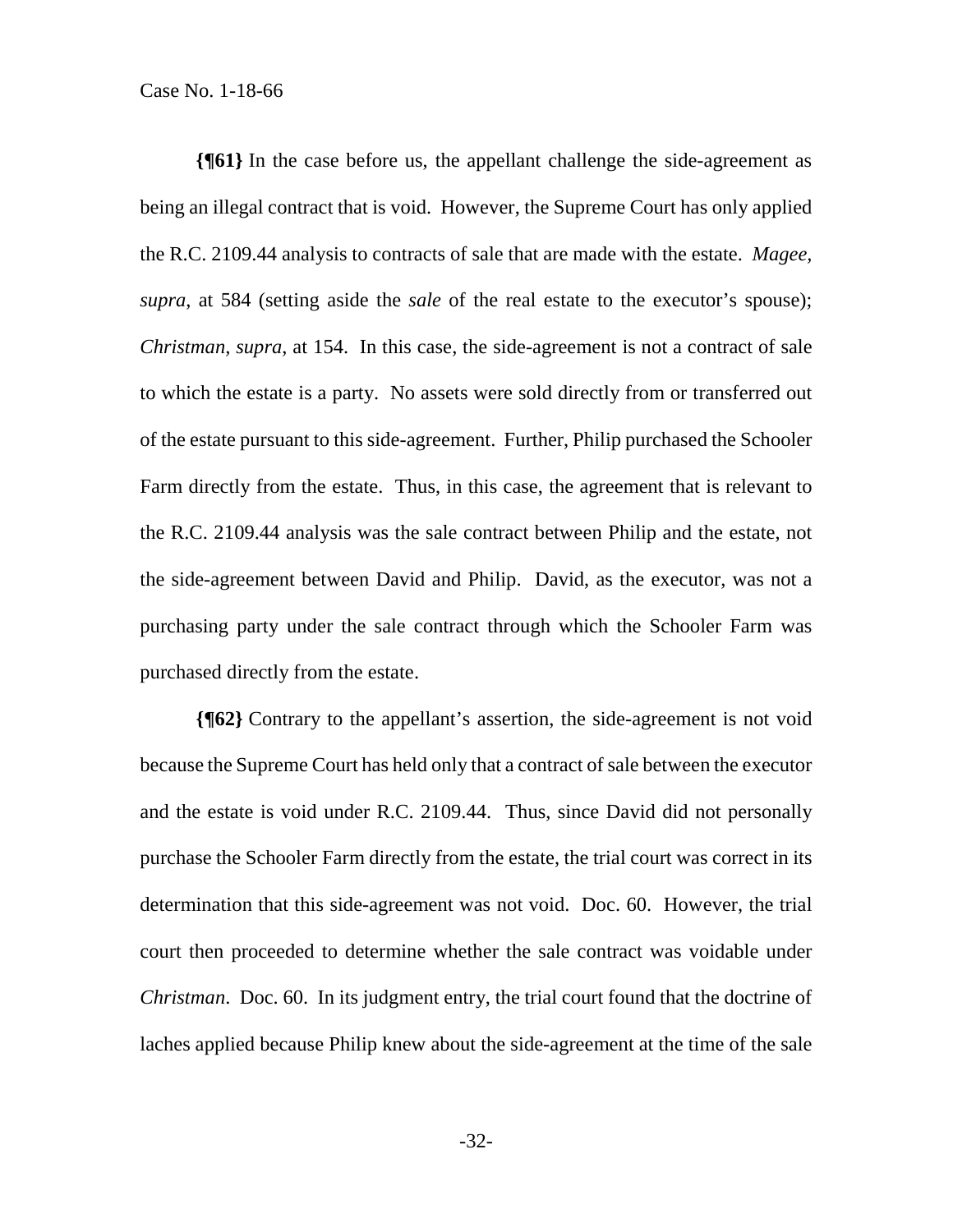**{¶61}** In the case before us, the appellant challenge the side-agreement as being an illegal contract that is void. However, the Supreme Court has only applied the R.C. 2109.44 analysis to contracts of sale that are made with the estate. *Magee, supra*, at 584 (setting aside the *sale* of the real estate to the executor's spouse); *Christman, supra*, at 154. In this case, the side-agreement is not a contract of sale to which the estate is a party. No assets were sold directly from or transferred out of the estate pursuant to this side-agreement. Further, Philip purchased the Schooler Farm directly from the estate. Thus, in this case, the agreement that is relevant to the R.C. 2109.44 analysis was the sale contract between Philip and the estate, not the side-agreement between David and Philip. David, as the executor, was not a purchasing party under the sale contract through which the Schooler Farm was purchased directly from the estate.

**{¶62}** Contrary to the appellant's assertion, the side-agreement is not void because the Supreme Court has held only that a contract of sale between the executor and the estate is void under R.C. 2109.44. Thus, since David did not personally purchase the Schooler Farm directly from the estate, the trial court was correct in its determination that this side-agreement was not void. Doc. 60. However, the trial court then proceeded to determine whether the sale contract was voidable under *Christman*. Doc. 60. In its judgment entry, the trial court found that the doctrine of laches applied because Philip knew about the side-agreement at the time of the sale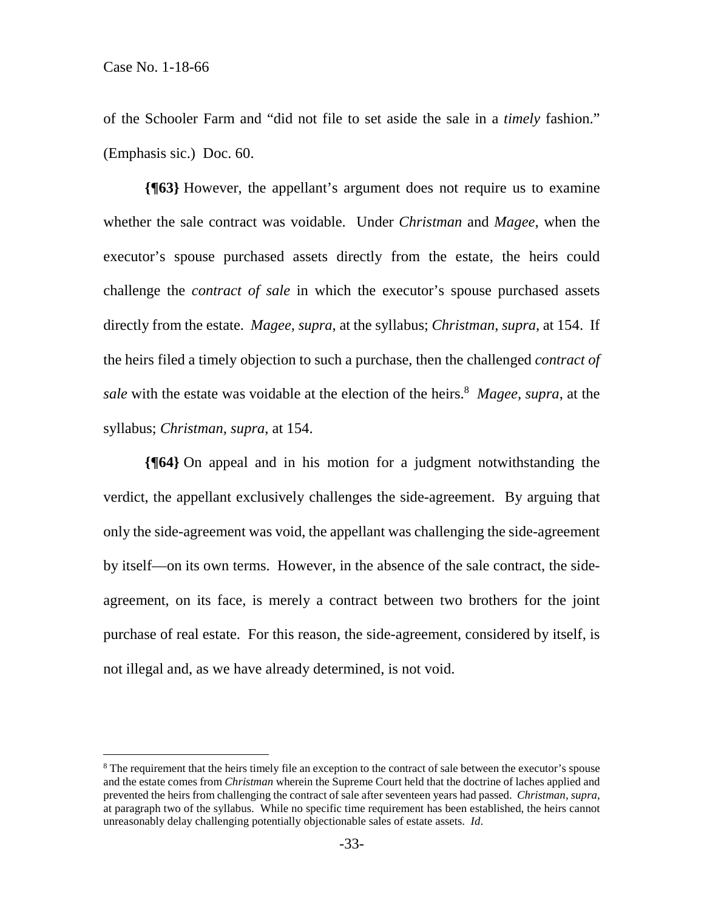of the Schooler Farm and "did not file to set aside the sale in a *timely* fashion." (Emphasis sic.) Doc. 60.

**{¶63}** However, the appellant's argument does not require us to examine whether the sale contract was voidable. Under *Christman* and *Magee*, when the executor's spouse purchased assets directly from the estate, the heirs could challenge the *contract of sale* in which the executor's spouse purchased assets directly from the estate. *Magee, supra*, at the syllabus; *Christman*, *supra*, at 154. If the heirs filed a timely objection to such a purchase, then the challenged *contract of sale* with the estate was voidable at the election of the heirs.[8] *Magee, supra*, at the syllabus; *Christman, supra*, at 154.

**{¶64}** On appeal and in his motion for a judgment notwithstanding the verdict, the appellant exclusively challenges the side-agreement. By arguing that only the side-agreement was void, the appellant was challenging the side-agreement by itself—on its own terms. However, in the absence of the sale contract, the side-agreement, on its face, is merely a contract between two brothers for the joint purchase of real estate. For this reason, the side-agreement, considered by itself, is not illegal and, as we have already determined, is not void.

---

[8] The requirement that the heirs timely file an exception to the contract of sale between the executor's spouse and the estate comes from *Christman* wherein the Supreme Court held that the doctrine of laches applied and prevented the heirs from challenging the contract of sale after seventeen years had passed. *Christman, supra*, at paragraph two of the syllabus. While no specific time requirement has been established, the heirs cannot unreasonably delay challenging potentially objectionable sales of estate assets. *Id*.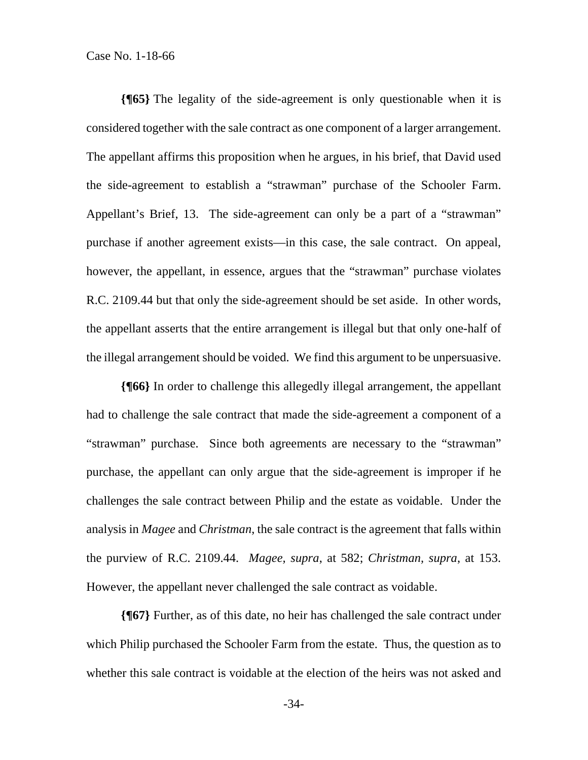**{¶65}** The legality of the side-agreement is only questionable when it is considered together with the sale contract as one component of a larger arrangement. The appellant affirms this proposition when he argues, in his brief, that David used the side-agreement to establish a "strawman" purchase of the Schooler Farm. Appellant's Brief, 13. The side-agreement can only be a part of a "strawman" purchase if another agreement exists—in this case, the sale contract. On appeal, however, the appellant, in essence, argues that the "strawman" purchase violates R.C. 2109.44 but that only the side-agreement should be set aside. In other words, the appellant asserts that the entire arrangement is illegal but that only one-half of the illegal arrangement should be voided. We find this argument to be unpersuasive.

**{¶66}** In order to challenge this allegedly illegal arrangement, the appellant had to challenge the sale contract that made the side-agreement a component of a "strawman" purchase. Since both agreements are necessary to the "strawman" purchase, the appellant can only argue that the side-agreement is improper if he challenges the sale contract between Philip and the estate as voidable. Under the analysis in *Magee* and *Christman*, the sale contract is the agreement that falls within the purview of R.C. 2109.44. *Magee, supra*, at 582; *Christman, supra*, at 153. However, the appellant never challenged the sale contract as voidable.

**{¶67}** Further, as of this date, no heir has challenged the sale contract under which Philip purchased the Schooler Farm from the estate. Thus, the question as to whether this sale contract is voidable at the election of the heirs was not asked and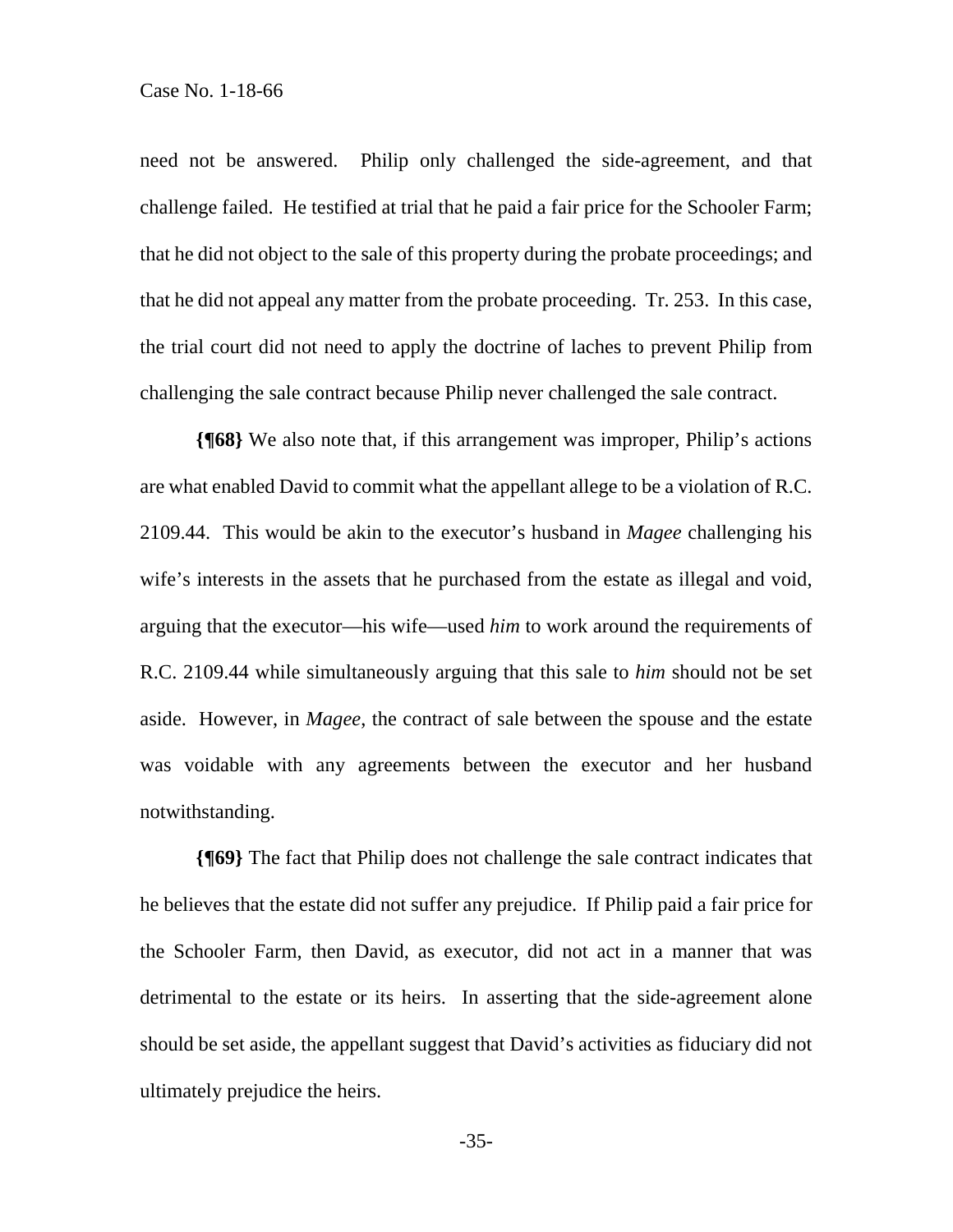need not be answered. Philip only challenged the side-agreement, and that challenge failed. He testified at trial that he paid a fair price for the Schooler Farm; that he did not object to the sale of this property during the probate proceedings; and that he did not appeal any matter from the probate proceeding. Tr. 253. In this case, the trial court did not need to apply the doctrine of laches to prevent Philip from challenging the sale contract because Philip never challenged the sale contract.

**{¶68}** We also note that, if this arrangement was improper, Philip's actions are what enabled David to commit what the appellant allege to be a violation of R.C. 2109.44. This would be akin to the executor's husband in *Magee* challenging his wife's interests in the assets that he purchased from the estate as illegal and void, arguing that the executor—his wife—used *him* to work around the requirements of R.C. 2109.44 while simultaneously arguing that this sale to *him* should not be set aside. However, in *Magee*, the contract of sale between the spouse and the estate was voidable with any agreements between the executor and her husband notwithstanding.

**{¶69}** The fact that Philip does not challenge the sale contract indicates that he believes that the estate did not suffer any prejudice. If Philip paid a fair price for the Schooler Farm, then David, as executor, did not act in a manner that was detrimental to the estate or its heirs. In asserting that the side-agreement alone should be set aside, the appellant suggest that David's activities as fiduciary did not ultimately prejudice the heirs.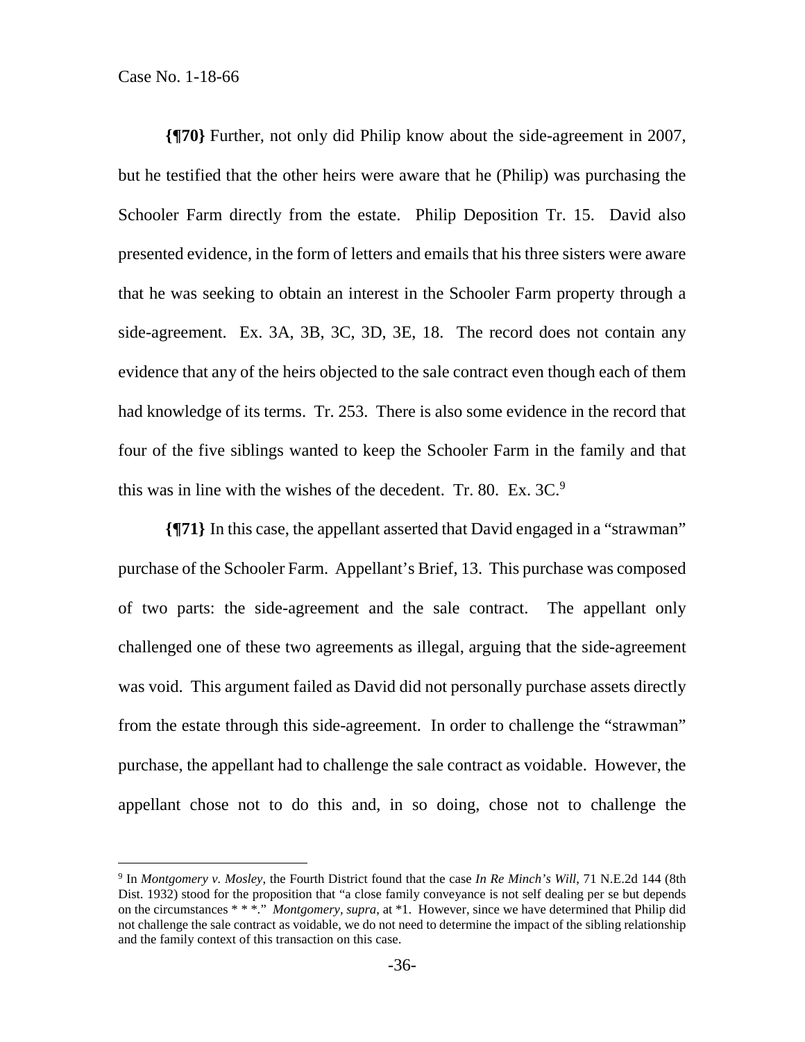**{¶70}** Further, not only did Philip know about the side-agreement in 2007, but he testified that the other heirs were aware that he (Philip) was purchasing the Schooler Farm directly from the estate. Philip Deposition Tr. 15. David also presented evidence, in the form of letters and emails that his three sisters were aware that he was seeking to obtain an interest in the Schooler Farm property through a side-agreement. Ex. 3A, 3B, 3C, 3D, 3E, 18. The record does not contain any evidence that any of the heirs objected to the sale contract even though each of them had knowledge of its terms. Tr. 253. There is also some evidence in the record that four of the five siblings wanted to keep the Schooler Farm in the family and that this was in line with the wishes of the decedent. Tr. 80. Ex. 3C.[9]

**{¶71}** In this case, the appellant asserted that David engaged in a "strawman" purchase of the Schooler Farm. Appellant's Brief, 13. This purchase was composed of two parts: the side-agreement and the sale contract. The appellant only challenged one of these two agreements as illegal, arguing that the side-agreement was void. This argument failed as David did not personally purchase assets directly from the estate through this side-agreement. In order to challenge the "strawman" purchase, the appellant had to challenge the sale contract as voidable. However, the appellant chose not to do this and, in so doing, chose not to challenge the

---

[9] In *Montgomery v. Mosley*, the Fourth District found that the case *In Re Minch's Will*, 71 N.E.2d 144 (8th Dist. 1932) stood for the proposition that "a close family conveyance is not self dealing per se but depends on the circumstances * * *." *Montgomery*, *supra*, at *1. However, since we have determined that Philip did not challenge the sale contract as voidable, we do not need to determine the impact of the sibling relationship and the family context of this transaction on this case.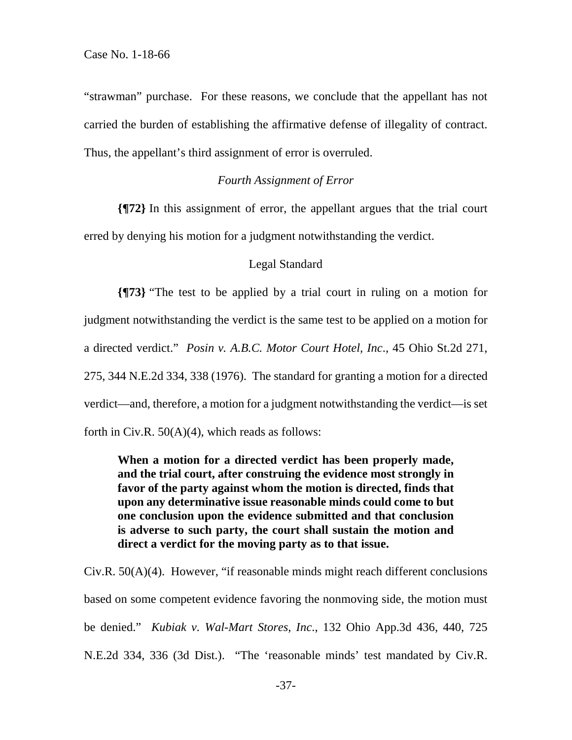"strawman" purchase. For these reasons, we conclude that the appellant has not carried the burden of establishing the affirmative defense of illegality of contract. Thus, the appellant's third assignment of error is overruled.

*Fourth Assignment of Error*

**{¶72}** In this assignment of error, the appellant argues that the trial court erred by denying his motion for a judgment notwithstanding the verdict.

Legal Standard

**{¶73}** "The test to be applied by a trial court in ruling on a motion for judgment notwithstanding the verdict is the same test to be applied on a motion for a directed verdict." *Posin v. A.B.C. Motor Court Hotel, Inc*., 45 Ohio St.2d 271, 275, 344 N.E.2d 334, 338 (1976). The standard for granting a motion for a directed verdict—and, therefore, a motion for a judgment notwithstanding the verdict—is set forth in Civ.R. 50(A)(4), which reads as follows:

> **When a motion for a directed verdict has been properly made, and the trial court, after construing the evidence most strongly in favor of the party against whom the motion is directed, finds that upon any determinative issue reasonable minds could come to but one conclusion upon the evidence submitted and that conclusion is adverse to such party, the court shall sustain the motion and direct a verdict for the moving party as to that issue.**

Civ.R. 50(A)(4). However, "if reasonable minds might reach different conclusions based on some competent evidence favoring the nonmoving side, the motion must be denied." *Kubiak v. Wal-Mart Stores, Inc*., 132 Ohio App.3d 436, 440, 725 N.E.2d 334, 336 (3d Dist.). "The 'reasonable minds' test mandated by Civ.R.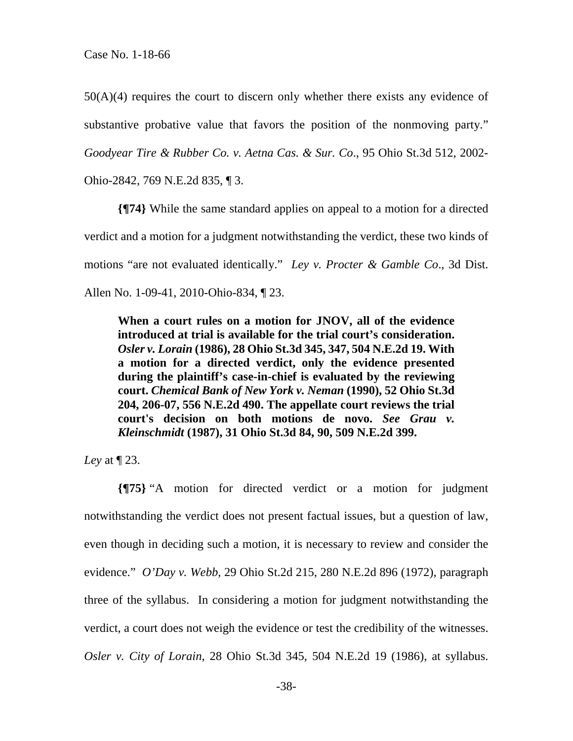50(A)(4) requires the court to discern only whether there exists any evidence of substantive probative value that favors the position of the nonmoving party." *Goodyear Tire & Rubber Co. v. Aetna Cas. & Sur. Co*., 95 Ohio St.3d 512, 2002-Ohio-2842, 769 N.E.2d 835, ¶ 3.

**{¶74}** While the same standard applies on appeal to a motion for a directed verdict and a motion for a judgment notwithstanding the verdict, these two kinds of motions "are not evaluated identically." *Ley v. Procter & Gamble Co*., 3d Dist. Allen No. 1-09-41, 2010-Ohio-834, ¶ 23.

> **When a court rules on a motion for JNOV, all of the evidence introduced at trial is available for the trial court's consideration. *Osler v. Lorain* (1986), 28 Ohio St.3d 345, 347, 504 N.E.2d 19. With a motion for a directed verdict, only the evidence presented during the plaintiff's case-in-chief is evaluated by the reviewing court. *Chemical Bank of New York v. Neman* (1990), 52 Ohio St.3d 204, 206-07, 556 N.E.2d 490. The appellate court reviews the trial court's decision on both motions de novo. *See Grau v. Kleinschmidt* (1987), 31 Ohio St.3d 84, 90, 509 N.E.2d 399.**

*Ley* at ¶ 23.

**{¶75}** "A motion for directed verdict or a motion for judgment notwithstanding the verdict does not present factual issues, but a question of law, even though in deciding such a motion, it is necessary to review and consider the evidence." *O'Day v. Webb*, 29 Ohio St.2d 215, 280 N.E.2d 896 (1972), paragraph three of the syllabus. In considering a motion for judgment notwithstanding the verdict, a court does not weigh the evidence or test the credibility of the witnesses. *Osler v. City of Lorain*, 28 Ohio St.3d 345, 504 N.E.2d 19 (1986), at syllabus.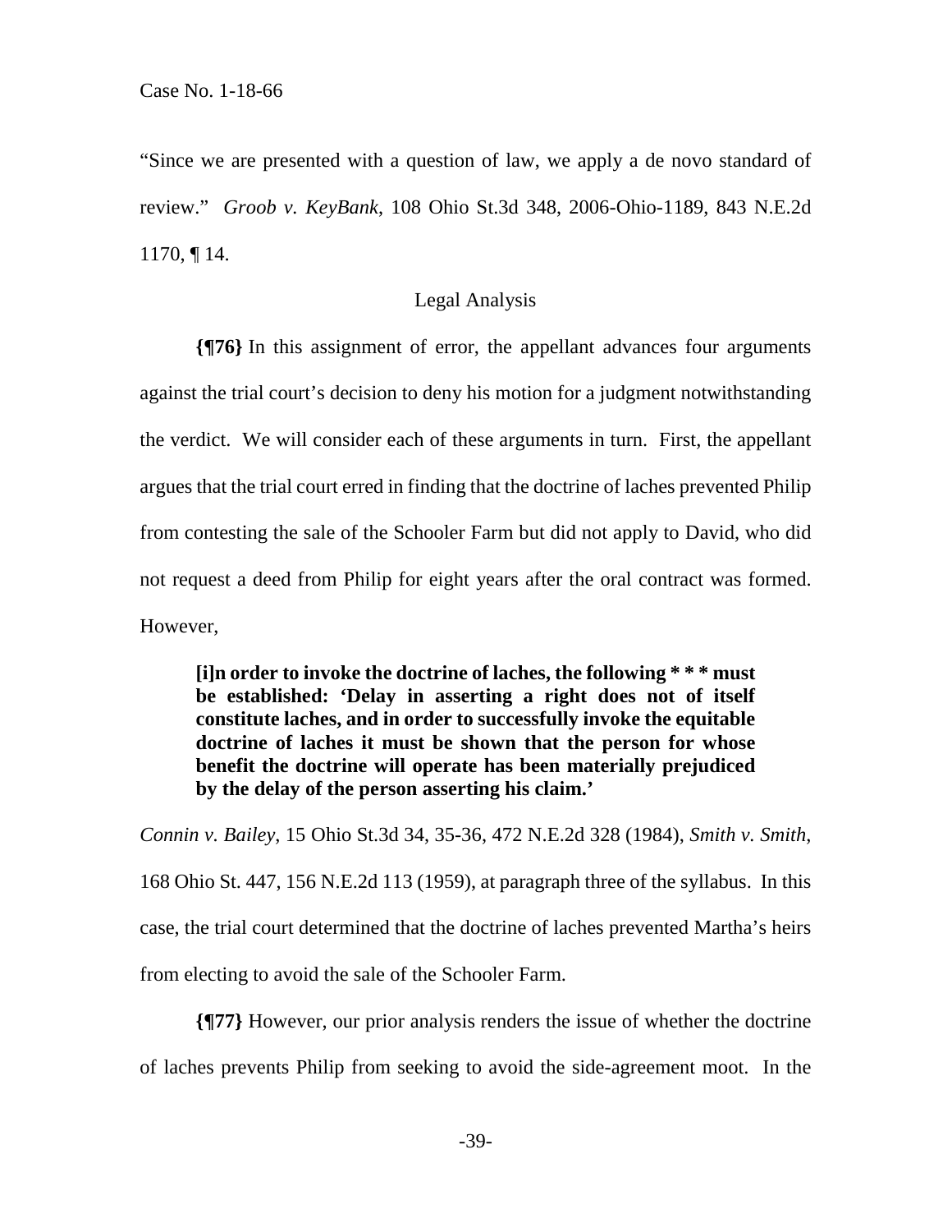"Since we are presented with a question of law, we apply a de novo standard of review." *Groob v. KeyBank*, 108 Ohio St.3d 348, 2006-Ohio-1189, 843 N.E.2d 1170, ¶ 14.

Legal Analysis

**{¶76}** In this assignment of error, the appellant advances four arguments against the trial court's decision to deny his motion for a judgment notwithstanding the verdict. We will consider each of these arguments in turn. First, the appellant argues that the trial court erred in finding that the doctrine of laches prevented Philip from contesting the sale of the Schooler Farm but did not apply to David, who did not request a deed from Philip for eight years after the oral contract was formed. However,

> **[i]n order to invoke the doctrine of laches, the following * * * must be established: 'Delay in asserting a right does not of itself constitute laches, and in order to successfully invoke the equitable doctrine of laches it must be shown that the person for whose benefit the doctrine will operate has been materially prejudiced by the delay of the person asserting his claim.'**

*Connin v. Bailey*, 15 Ohio St.3d 34, 35-36, 472 N.E.2d 328 (1984), *Smith v. Smith*, 168 Ohio St. 447, 156 N.E.2d 113 (1959), at paragraph three of the syllabus. In this case, the trial court determined that the doctrine of laches prevented Martha's heirs from electing to avoid the sale of the Schooler Farm.

**{¶77}** However, our prior analysis renders the issue of whether the doctrine of laches prevents Philip from seeking to avoid the side-agreement moot. In the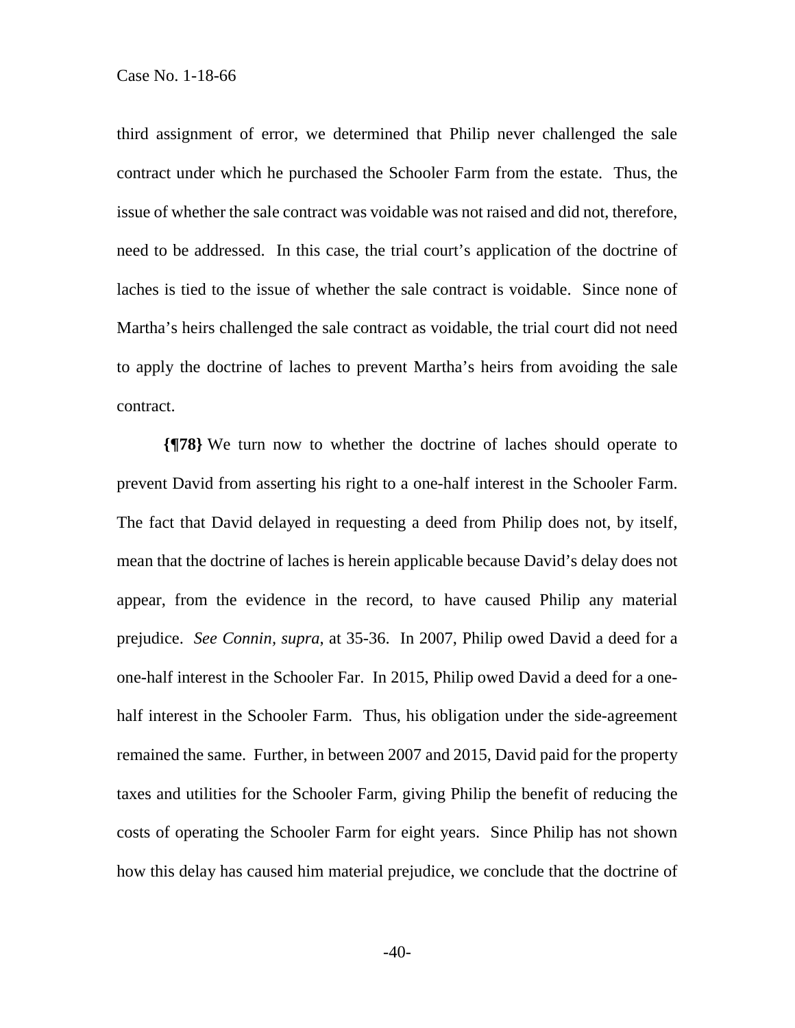third assignment of error, we determined that Philip never challenged the sale contract under which he purchased the Schooler Farm from the estate. Thus, the issue of whether the sale contract was voidable was not raised and did not, therefore, need to be addressed. In this case, the trial court's application of the doctrine of laches is tied to the issue of whether the sale contract is voidable. Since none of Martha's heirs challenged the sale contract as voidable, the trial court did not need to apply the doctrine of laches to prevent Martha's heirs from avoiding the sale contract.

**{¶78}** We turn now to whether the doctrine of laches should operate to prevent David from asserting his right to a one-half interest in the Schooler Farm. The fact that David delayed in requesting a deed from Philip does not, by itself, mean that the doctrine of laches is herein applicable because David's delay does not appear, from the evidence in the record, to have caused Philip any material prejudice. *See Connin, supra*, at 35-36. In 2007, Philip owed David a deed for a one-half interest in the Schooler Far. In 2015, Philip owed David a deed for a one-half interest in the Schooler Farm. Thus, his obligation under the side-agreement remained the same. Further, in between 2007 and 2015, David paid for the property taxes and utilities for the Schooler Farm, giving Philip the benefit of reducing the costs of operating the Schooler Farm for eight years. Since Philip has not shown how this delay has caused him material prejudice, we conclude that the doctrine of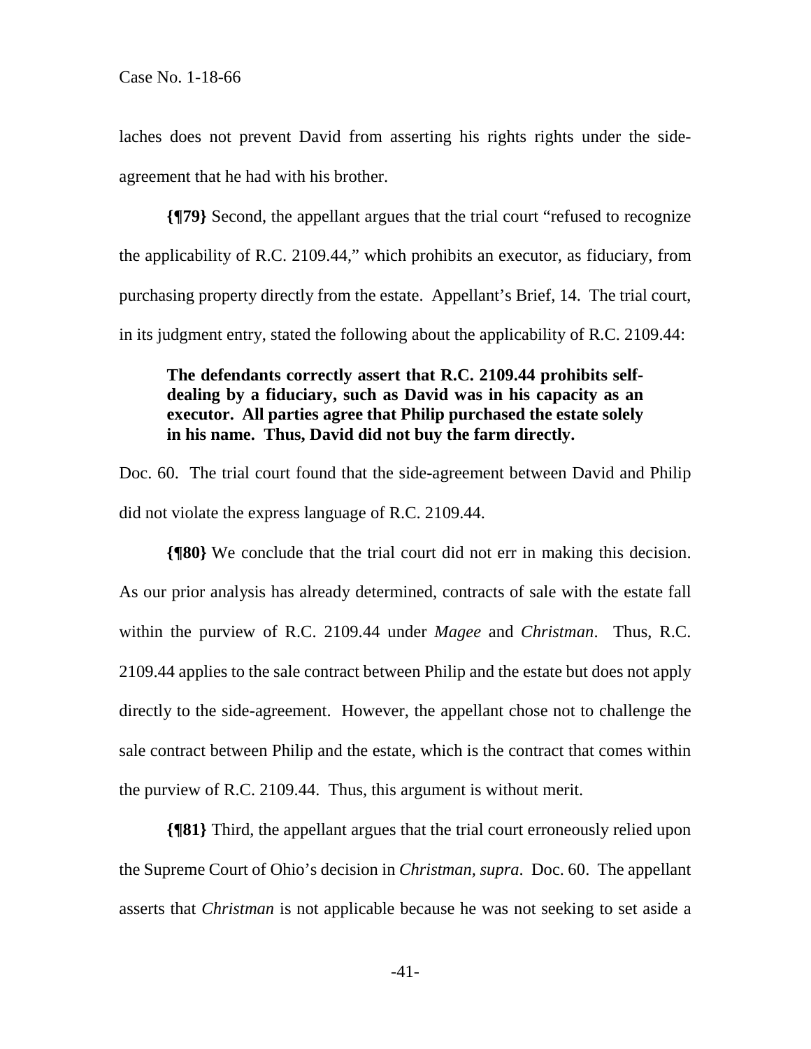laches does not prevent David from asserting his rights rights under the side-agreement that he had with his brother.

**{¶79}** Second, the appellant argues that the trial court "refused to recognize the applicability of R.C. 2109.44," which prohibits an executor, as fiduciary, from purchasing property directly from the estate. Appellant's Brief, 14. The trial court, in its judgment entry, stated the following about the applicability of R.C. 2109.44:

> **The defendants correctly assert that R.C. 2109.44 prohibits self-dealing by a fiduciary, such as David was in his capacity as an executor. All parties agree that Philip purchased the estate solely in his name. Thus, David did not buy the farm directly.**

Doc. 60. The trial court found that the side-agreement between David and Philip did not violate the express language of R.C. 2109.44.

**{¶80}** We conclude that the trial court did not err in making this decision. As our prior analysis has already determined, contracts of sale with the estate fall within the purview of R.C. 2109.44 under *Magee* and *Christman*. Thus, R.C. 2109.44 applies to the sale contract between Philip and the estate but does not apply directly to the side-agreement. However, the appellant chose not to challenge the sale contract between Philip and the estate, which is the contract that comes within the purview of R.C. 2109.44. Thus, this argument is without merit.

**{¶81}** Third, the appellant argues that the trial court erroneously relied upon the Supreme Court of Ohio's decision in *Christman, supra*. Doc. 60. The appellant asserts that *Christman* is not applicable because he was not seeking to set aside a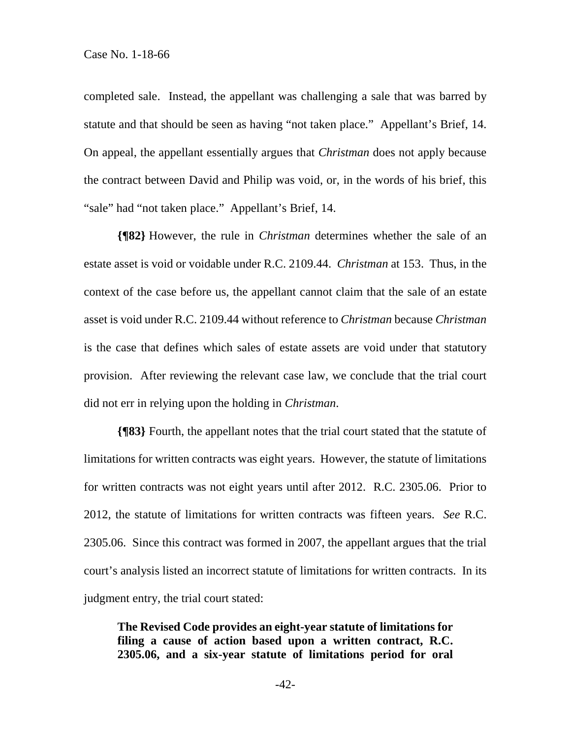completed sale. Instead, the appellant was challenging a sale that was barred by statute and that should be seen as having "not taken place." Appellant's Brief, 14. On appeal, the appellant essentially argues that *Christman* does not apply because the contract between David and Philip was void, or, in the words of his brief, this "sale" had "not taken place." Appellant's Brief, 14.

**{¶82}** However, the rule in *Christman* determines whether the sale of an estate asset is void or voidable under R.C. 2109.44. *Christman* at 153. Thus, in the context of the case before us, the appellant cannot claim that the sale of an estate asset is void under R.C. 2109.44 without reference to *Christman* because *Christman* is the case that defines which sales of estate assets are void under that statutory provision. After reviewing the relevant case law, we conclude that the trial court did not err in relying upon the holding in *Christman*.

**{¶83}** Fourth, the appellant notes that the trial court stated that the statute of limitations for written contracts was eight years. However, the statute of limitations for written contracts was not eight years until after 2012. R.C. 2305.06. Prior to 2012, the statute of limitations for written contracts was fifteen years. *See* R.C. 2305.06. Since this contract was formed in 2007, the appellant argues that the trial court's analysis listed an incorrect statute of limitations for written contracts. In its judgment entry, the trial court stated:

> **The Revised Code provides an eight-year statute of limitations for filing a cause of action based upon a written contract, R.C. 2305.06, and a six-year statute of limitations period for oral**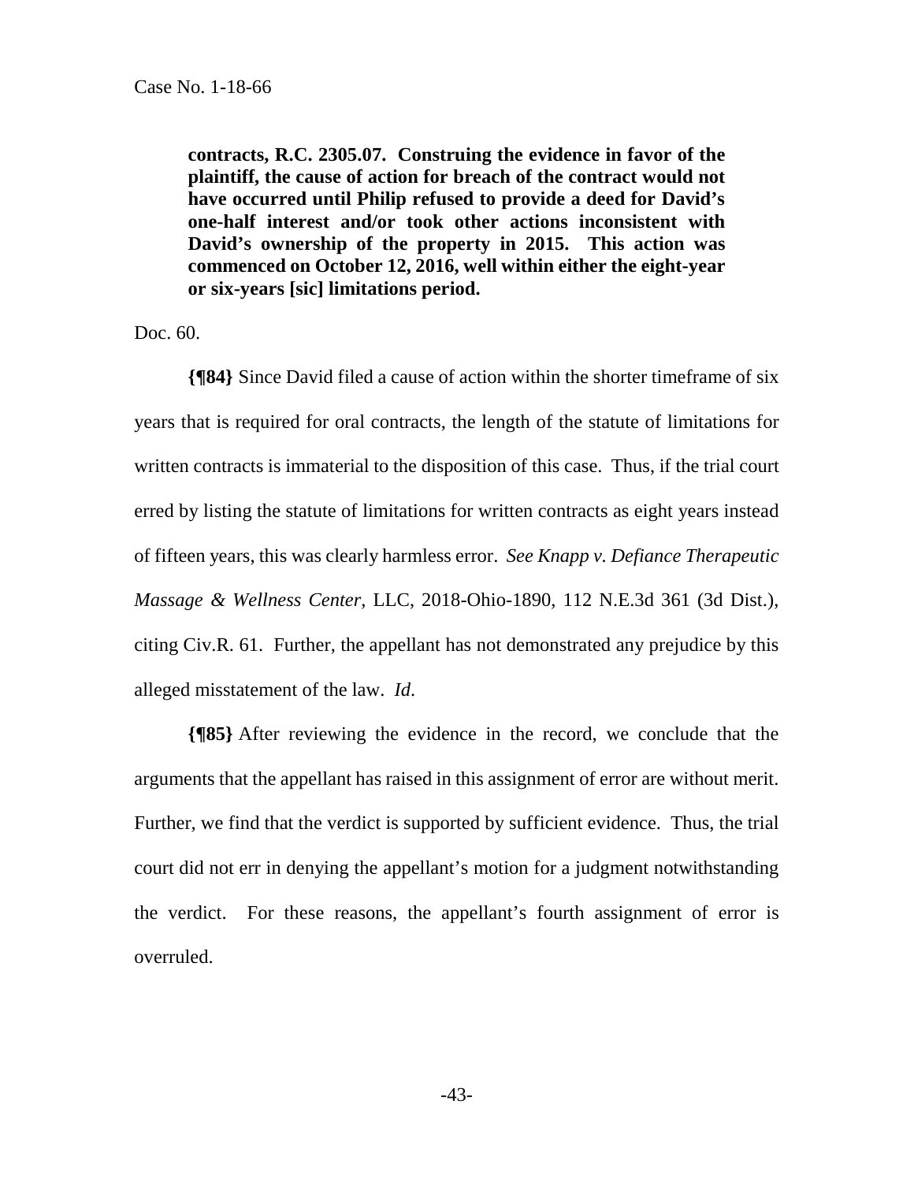> **contracts, R.C. 2305.07. Construing the evidence in favor of the plaintiff, the cause of action for breach of the contract would not have occurred until Philip refused to provide a deed for David's one-half interest and/or took other actions inconsistent with David's ownership of the property in 2015. This action was commenced on October 12, 2016, well within either the eight-year or six-years [sic] limitations period.**

Doc. 60.

**{¶84}** Since David filed a cause of action within the shorter timeframe of six years that is required for oral contracts, the length of the statute of limitations for written contracts is immaterial to the disposition of this case. Thus, if the trial court erred by listing the statute of limitations for written contracts as eight years instead of fifteen years, this was clearly harmless error. *See Knapp v. Defiance Therapeutic Massage & Wellness Center*, LLC, 2018-Ohio-1890, 112 N.E.3d 361 (3d Dist.), citing Civ.R. 61. Further, the appellant has not demonstrated any prejudice by this alleged misstatement of the law. *Id.*

**{¶85}** After reviewing the evidence in the record, we conclude that the arguments that the appellant has raised in this assignment of error are without merit. Further, we find that the verdict is supported by sufficient evidence. Thus, the trial court did not err in denying the appellant's motion for a judgment notwithstanding the verdict. For these reasons, the appellant's fourth assignment of error is overruled.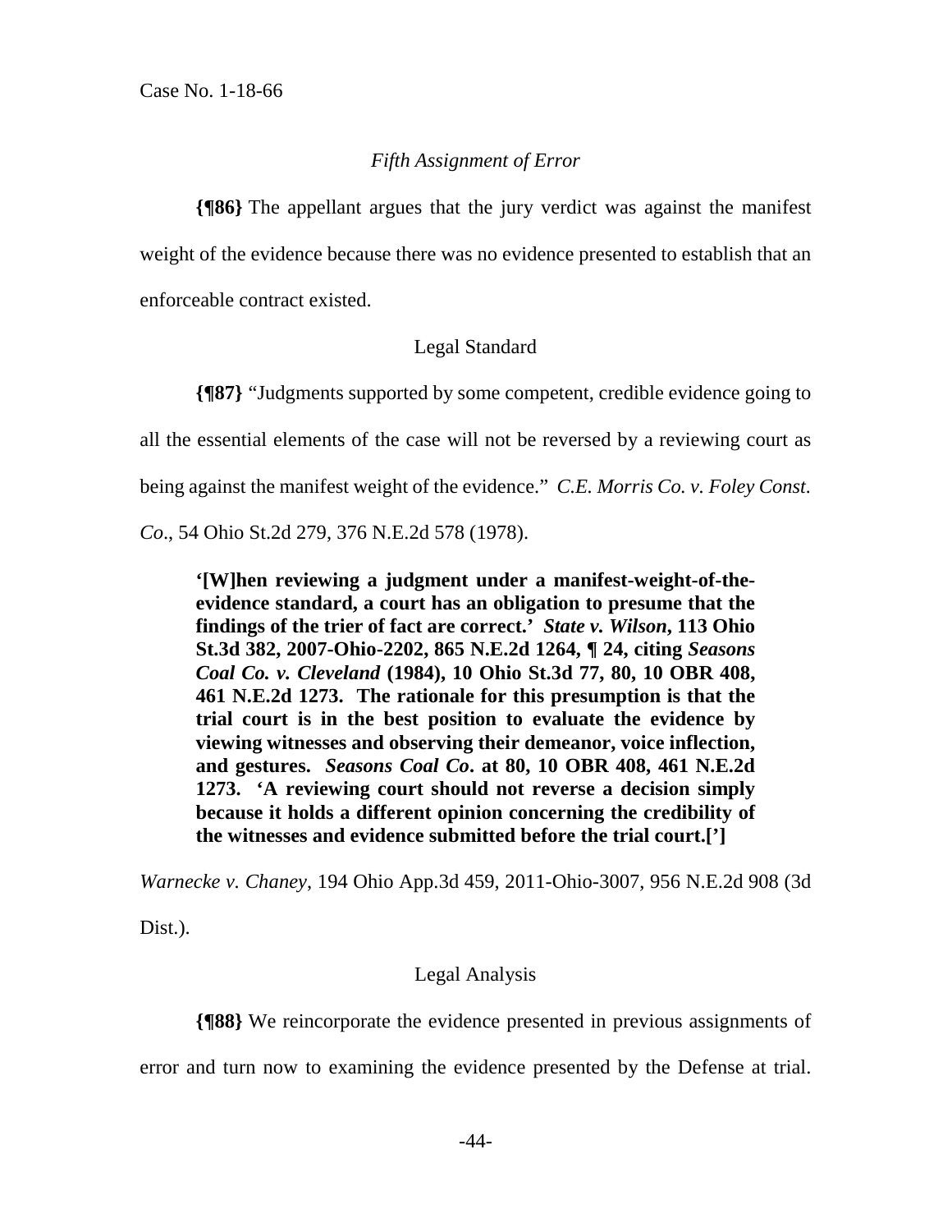*Fifth Assignment of Error*

**{¶86}** The appellant argues that the jury verdict was against the manifest weight of the evidence because there was no evidence presented to establish that an enforceable contract existed.

Legal Standard

**{¶87}** "Judgments supported by some competent, credible evidence going to all the essential elements of the case will not be reversed by a reviewing court as being against the manifest weight of the evidence." *C.E. Morris Co. v. Foley Const. Co*., 54 Ohio St.2d 279, 376 N.E.2d 578 (1978).

> **'[W]hen reviewing a judgment under a manifest-weight-of-the-evidence standard, a court has an obligation to presume that the findings of the trier of fact are correct.'** ***State v. Wilson*****, 113 Ohio St.3d 382, 2007-Ohio-2202, 865 N.E.2d 1264, ¶ 24, citing** ***Seasons Coal Co. v. Cleveland*** **(1984), 10 Ohio St.3d 77, 80, 10 OBR 408, 461 N.E.2d 1273. The rationale for this presumption is that the trial court is in the best position to evaluate the evidence by viewing witnesses and observing their demeanor, voice inflection, and gestures.** ***Seasons Coal Co*****. at 80, 10 OBR 408, 461 N.E.2d 1273. 'A reviewing court should not reverse a decision simply because it holds a different opinion concerning the credibility of the witnesses and evidence submitted before the trial court.[']**

*Warnecke v. Chaney*, 194 Ohio App.3d 459, 2011-Ohio-3007, 956 N.E.2d 908 (3d Dist.).

Legal Analysis

**{¶88}** We reincorporate the evidence presented in previous assignments of error and turn now to examining the evidence presented by the Defense at trial.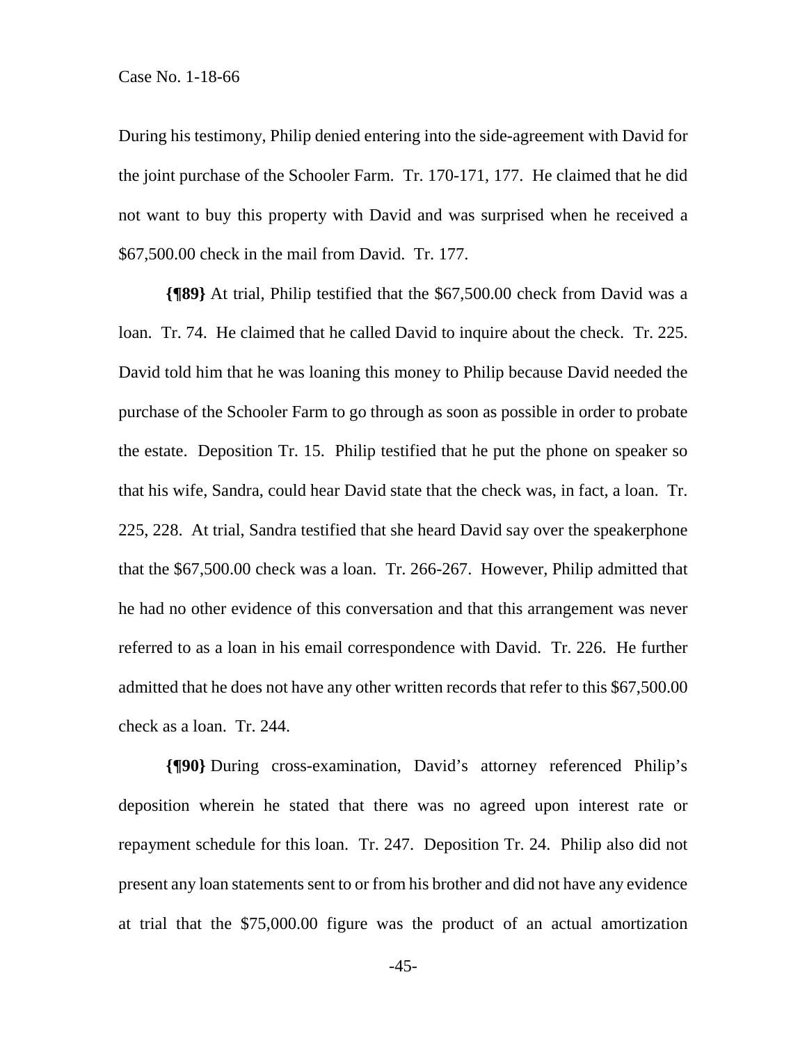During his testimony, Philip denied entering into the side-agreement with David for the joint purchase of the Schooler Farm. Tr. 170-171, 177. He claimed that he did not want to buy this property with David and was surprised when he received a $67,500.00 check in the mail from David. Tr. 177.

**{¶89}** At trial, Philip testified that the $67,500.00 check from David was a loan. Tr. 74. He claimed that he called David to inquire about the check. Tr. 225. David told him that he was loaning this money to Philip because David needed the purchase of the Schooler Farm to go through as soon as possible in order to probate the estate. Deposition Tr. 15. Philip testified that he put the phone on speaker so that his wife, Sandra, could hear David state that the check was, in fact, a loan. Tr. 225, 228. At trial, Sandra testified that she heard David say over the speakerphone that the $67,500.00 check was a loan. Tr. 266-267. However, Philip admitted that he had no other evidence of this conversation and that this arrangement was never referred to as a loan in his email correspondence with David. Tr. 226. He further admitted that he does not have any other written records that refer to this $67,500.00 check as a loan. Tr. 244.

**{¶90}** During cross-examination, David's attorney referenced Philip's deposition wherein he stated that there was no agreed upon interest rate or repayment schedule for this loan. Tr. 247. Deposition Tr. 24. Philip also did not present any loan statements sent to or from his brother and did not have any evidence at trial that the $75,000.00 figure was the product of an actual amortization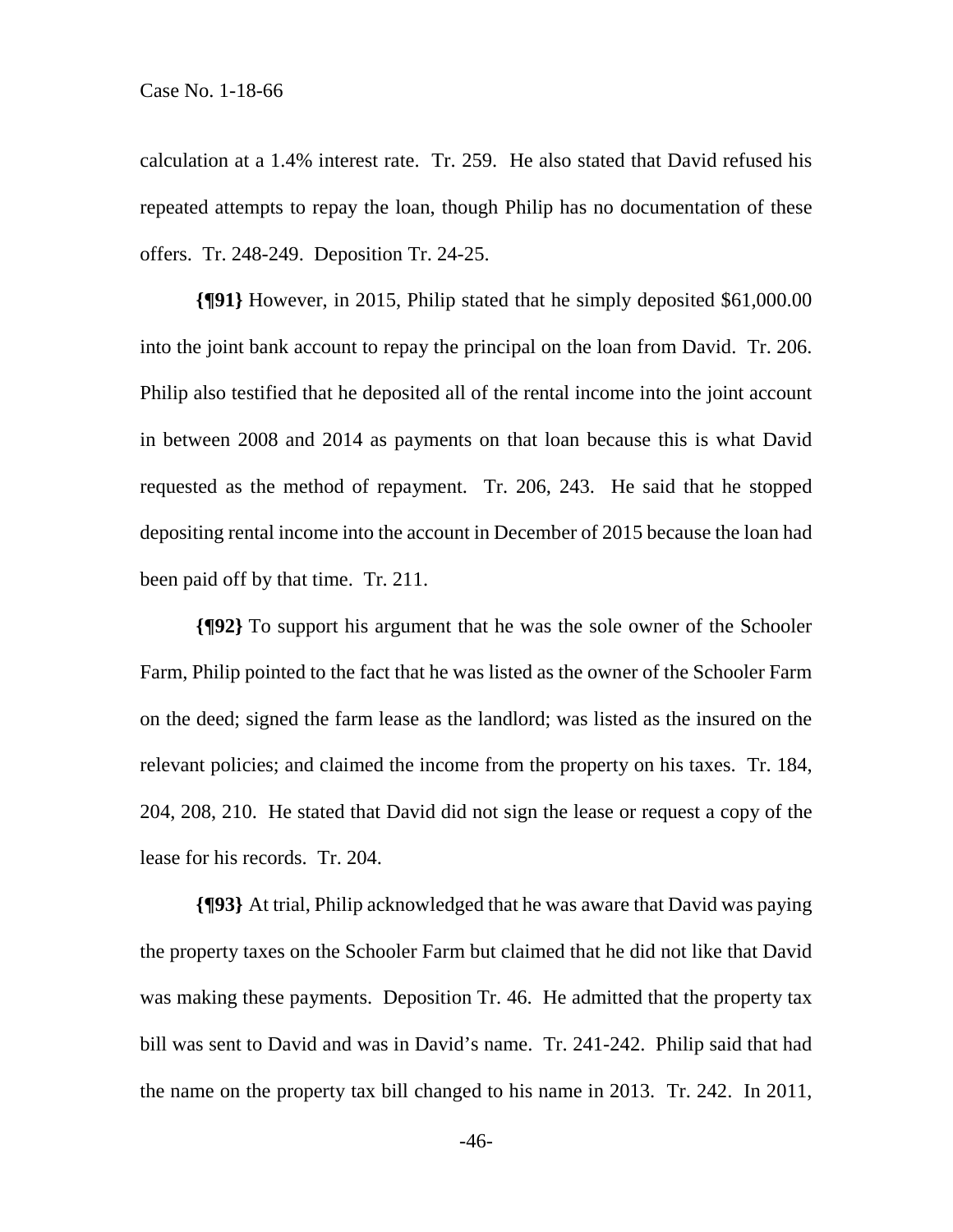calculation at a 1.4% interest rate. Tr. 259. He also stated that David refused his repeated attempts to repay the loan, though Philip has no documentation of these offers. Tr. 248-249. Deposition Tr. 24-25.

**{¶91}** However, in 2015, Philip stated that he simply deposited $61,000.00 into the joint bank account to repay the principal on the loan from David. Tr. 206. Philip also testified that he deposited all of the rental income into the joint account in between 2008 and 2014 as payments on that loan because this is what David requested as the method of repayment. Tr. 206, 243. He said that he stopped depositing rental income into the account in December of 2015 because the loan had been paid off by that time. Tr. 211.

**{¶92}** To support his argument that he was the sole owner of the Schooler Farm, Philip pointed to the fact that he was listed as the owner of the Schooler Farm on the deed; signed the farm lease as the landlord; was listed as the insured on the relevant policies; and claimed the income from the property on his taxes. Tr. 184, 204, 208, 210. He stated that David did not sign the lease or request a copy of the lease for his records. Tr. 204.

**{¶93}** At trial, Philip acknowledged that he was aware that David was paying the property taxes on the Schooler Farm but claimed that he did not like that David was making these payments. Deposition Tr. 46. He admitted that the property tax bill was sent to David and was in David's name. Tr. 241-242. Philip said that had the name on the property tax bill changed to his name in 2013. Tr. 242. In 2011,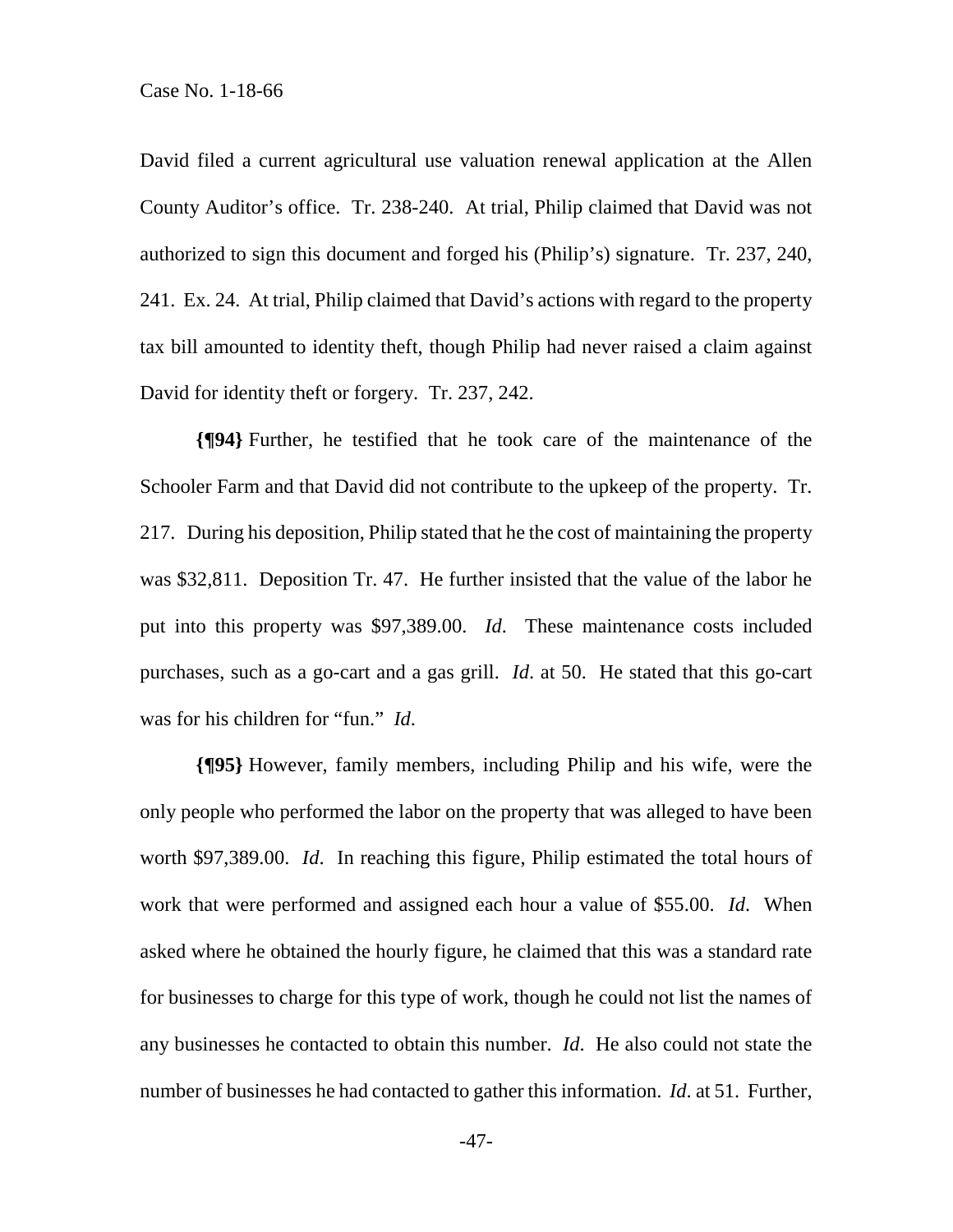David filed a current agricultural use valuation renewal application at the Allen County Auditor's office. Tr. 238-240. At trial, Philip claimed that David was not authorized to sign this document and forged his (Philip's) signature. Tr. 237, 240, 241. Ex. 24. At trial, Philip claimed that David's actions with regard to the property tax bill amounted to identity theft, though Philip had never raised a claim against David for identity theft or forgery. Tr. 237, 242.

**{¶94}** Further, he testified that he took care of the maintenance of the Schooler Farm and that David did not contribute to the upkeep of the property. Tr. 217. During his deposition, Philip stated that he the cost of maintaining the property was $32,811. Deposition Tr. 47. He further insisted that the value of the labor he put into this property was $97,389.00. *Id*. These maintenance costs included purchases, such as a go-cart and a gas grill. *Id*. at 50. He stated that this go-cart was for his children for "fun." *Id*.

**{¶95}** However, family members, including Philip and his wife, were the only people who performed the labor on the property that was alleged to have been worth $97,389.00. *Id*. In reaching this figure, Philip estimated the total hours of work that were performed and assigned each hour a value of $55.00. *Id*. When asked where he obtained the hourly figure, he claimed that this was a standard rate for businesses to charge for this type of work, though he could not list the names of any businesses he contacted to obtain this number. *Id*. He also could not state the number of businesses he had contacted to gather this information. *Id*. at 51. Further,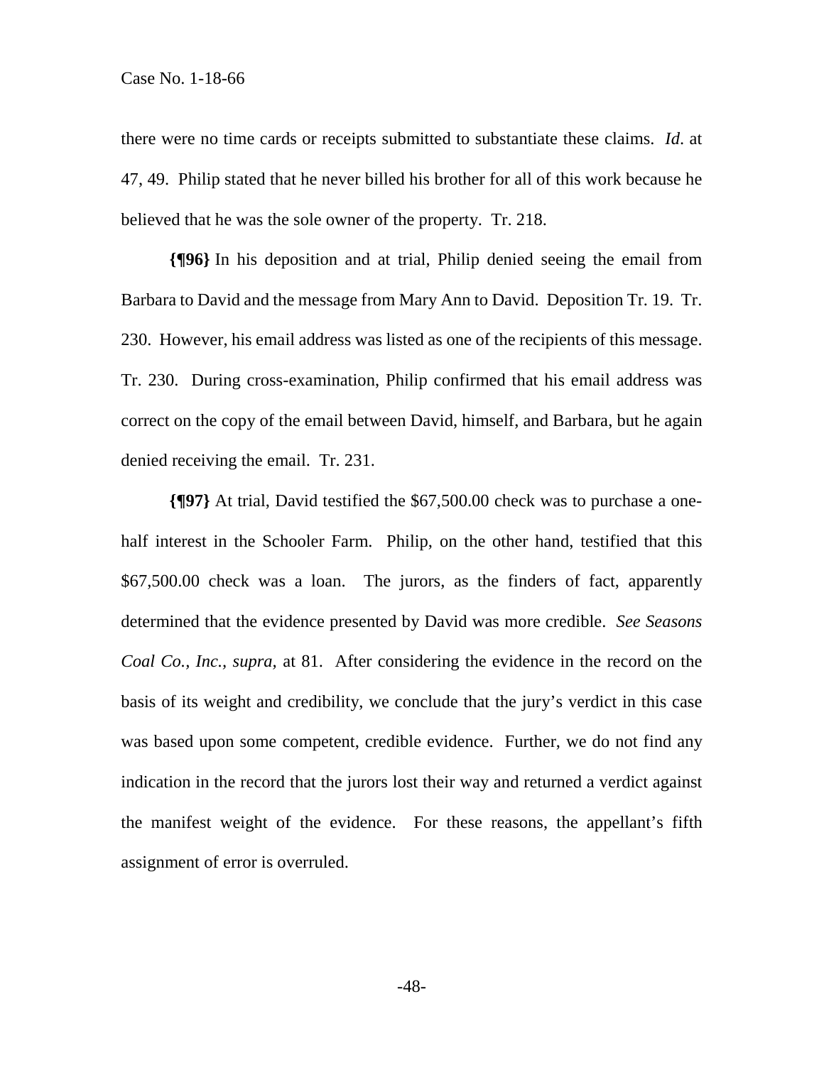there were no time cards or receipts submitted to substantiate these claims. *Id*. at 47, 49. Philip stated that he never billed his brother for all of this work because he believed that he was the sole owner of the property. Tr. 218.

**{¶96}** In his deposition and at trial, Philip denied seeing the email from Barbara to David and the message from Mary Ann to David. Deposition Tr. 19. Tr. 230. However, his email address was listed as one of the recipients of this message. Tr. 230. During cross-examination, Philip confirmed that his email address was correct on the copy of the email between David, himself, and Barbara, but he again denied receiving the email. Tr. 231.

**{¶97}** At trial, David testified the $67,500.00 check was to purchase a one-half interest in the Schooler Farm. Philip, on the other hand, testified that this $67,500.00 check was a loan. The jurors, as the finders of fact, apparently determined that the evidence presented by David was more credible. *See Seasons Coal Co., Inc., supra,* at 81. After considering the evidence in the record on the basis of its weight and credibility, we conclude that the jury's verdict in this case was based upon some competent, credible evidence. Further, we do not find any indication in the record that the jurors lost their way and returned a verdict against the manifest weight of the evidence. For these reasons, the appellant's fifth assignment of error is overruled.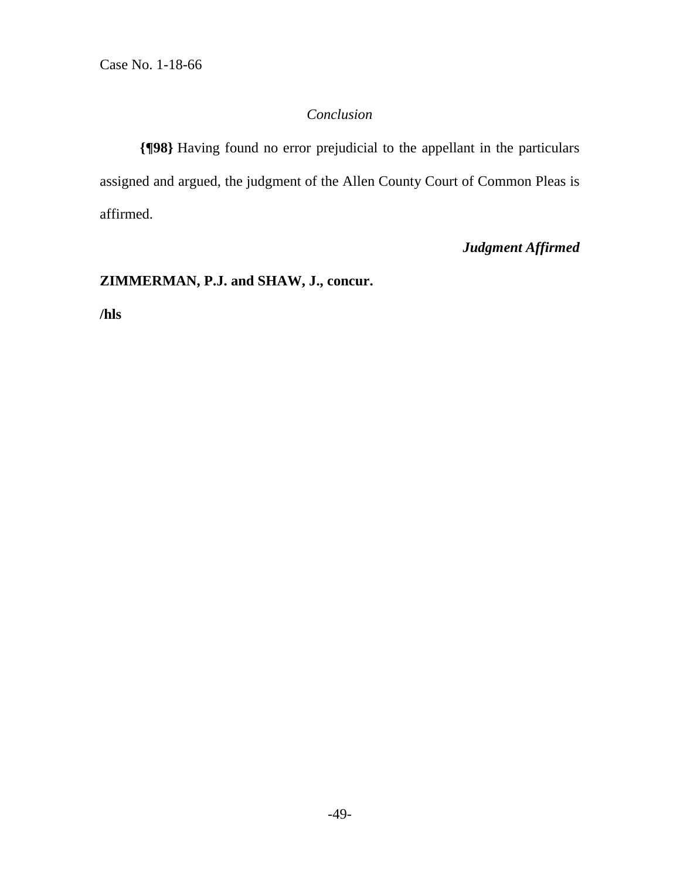*Conclusion*

**{¶98}** Having found no error prejudicial to the appellant in the particulars assigned and argued, the judgment of the Allen County Court of Common Pleas is affirmed.

***Judgment Affirmed***

**ZIMMERMAN, P.J. and SHAW, J., concur.**

**/hls**